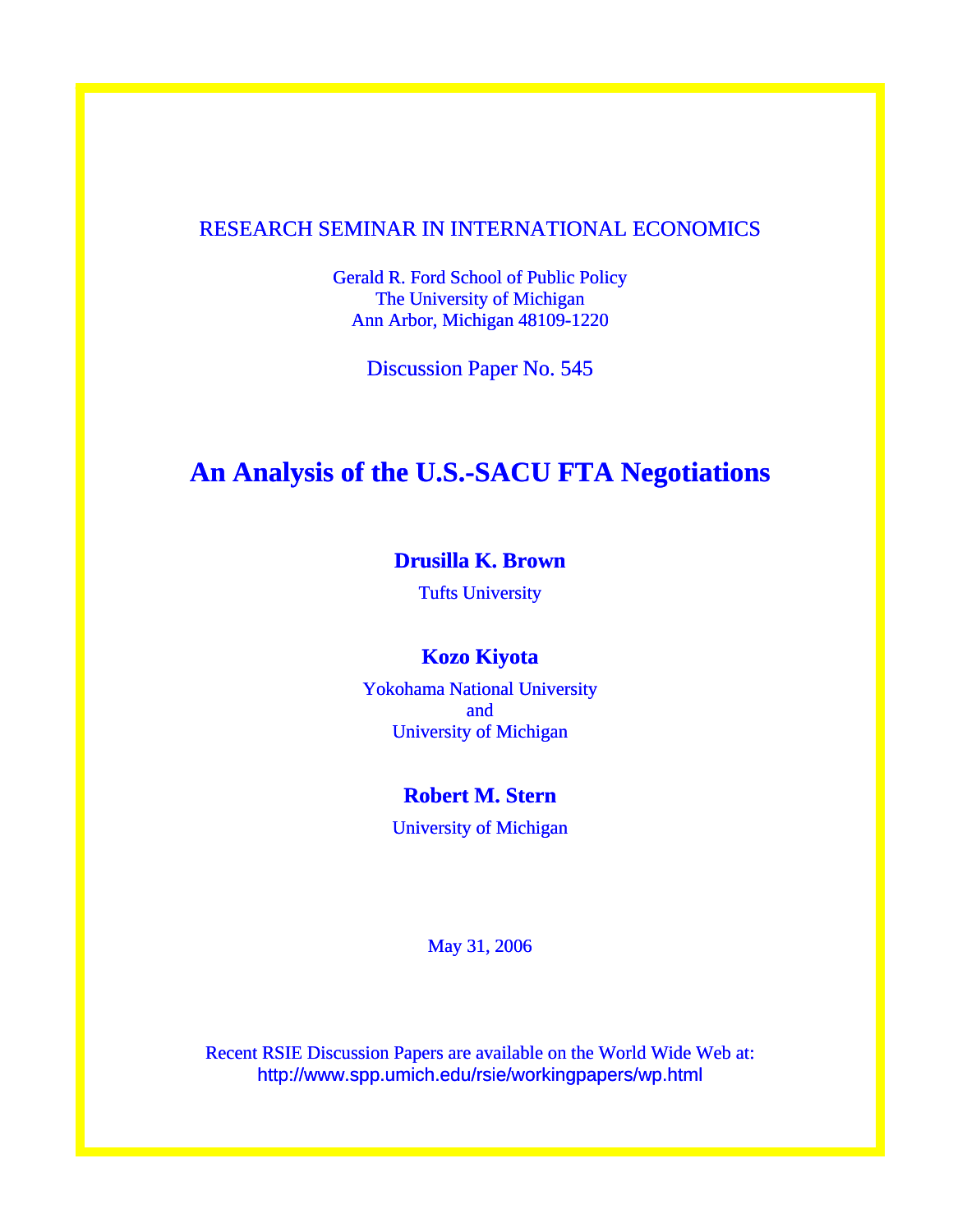RESEARCH SEMINAR IN INTERNATIONAL ECONOMICS

Gerald R. Ford School of Public Policy
The University of Michigan
Ann Arbor, Michigan 48109-1220

Discussion Paper No. 545

# An Analysis of the U.S.-SACU FTA Negotiations

**Drusilla K. Brown**

Tufts University

**Kozo Kiyota**

Yokohama National University
and
University of Michigan

**Robert M. Stern**

University of Michigan

May 31, 2006

Recent RSIE Discussion Papers are available on the World Wide Web at:
http://www.spp.umich.edu/rsie/workingpapers/wp.html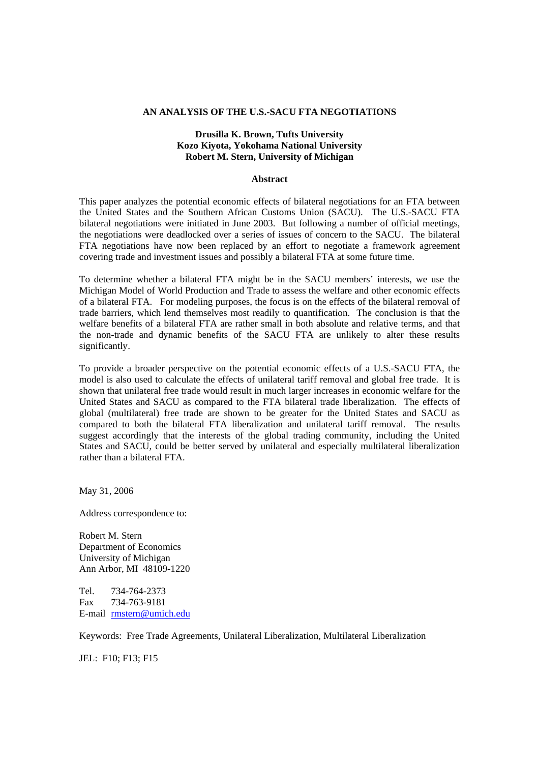**AN ANALYSIS OF THE U.S.-SACU FTA NEGOTIATIONS**

**Drusilla K. Brown, Tufts University**
**Kozo Kiyota, Yokohama National University**
**Robert M. Stern, University of Michigan**

**Abstract**

This paper analyzes the potential economic effects of bilateral negotiations for an FTA between the United States and the Southern African Customs Union (SACU). The U.S.-SACU FTA bilateral negotiations were initiated in June 2003. But following a number of official meetings, the negotiations were deadlocked over a series of issues of concern to the SACU. The bilateral FTA negotiations have now been replaced by an effort to negotiate a framework agreement covering trade and investment issues and possibly a bilateral FTA at some future time.

To determine whether a bilateral FTA might be in the SACU members' interests, we use the Michigan Model of World Production and Trade to assess the welfare and other economic effects of a bilateral FTA. For modeling purposes, the focus is on the effects of the bilateral removal of trade barriers, which lend themselves most readily to quantification. The conclusion is that the welfare benefits of a bilateral FTA are rather small in both absolute and relative terms, and that the non-trade and dynamic benefits of the SACU FTA are unlikely to alter these results significantly.

To provide a broader perspective on the potential economic effects of a U.S.-SACU FTA, the model is also used to calculate the effects of unilateral tariff removal and global free trade. It is shown that unilateral free trade would result in much larger increases in economic welfare for the United States and SACU as compared to the FTA bilateral trade liberalization. The effects of global (multilateral) free trade are shown to be greater for the United States and SACU as compared to both the bilateral FTA liberalization and unilateral tariff removal. The results suggest accordingly that the interests of the global trading community, including the United States and SACU, could be better served by unilateral and especially multilateral liberalization rather than a bilateral FTA.

May 31, 2006

Address correspondence to:

Robert M. Stern
Department of Economics
University of Michigan
Ann Arbor, MI 48109-1220

Tel. 734-764-2373
Fax 734-763-9181
E-mail rmstern@umich.edu

Keywords: Free Trade Agreements, Unilateral Liberalization, Multilateral Liberalization

JEL: F10; F13; F15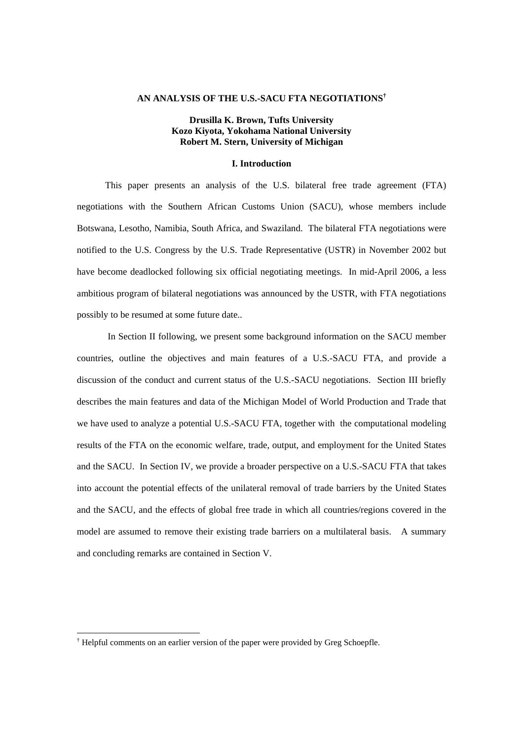# AN ANALYSIS OF THE U.S.-SACU FTA NEGOTIATIONS[†]

**Drusilla K. Brown, Tufts University**
**Kozo Kiyota, Yokohama National University**
**Robert M. Stern, University of Michigan**

## I. Introduction

This paper presents an analysis of the U.S. bilateral free trade agreement (FTA) negotiations with the Southern African Customs Union (SACU), whose members include Botswana, Lesotho, Namibia, South Africa, and Swaziland. The bilateral FTA negotiations were notified to the U.S. Congress by the U.S. Trade Representative (USTR) in November 2002 but have become deadlocked following six official negotiating meetings. In mid-April 2006, a less ambitious program of bilateral negotiations was announced by the USTR, with FTA negotiations possibly to be resumed at some future date..

In Section II following, we present some background information on the SACU member countries, outline the objectives and main features of a U.S.-SACU FTA, and provide a discussion of the conduct and current status of the U.S.-SACU negotiations. Section III briefly describes the main features and data of the Michigan Model of World Production and Trade that we have used to analyze a potential U.S.-SACU FTA, together with the computational modeling results of the FTA on the economic welfare, trade, output, and employment for the United States and the SACU. In Section IV, we provide a broader perspective on a U.S.-SACU FTA that takes into account the potential effects of the unilateral removal of trade barriers by the United States and the SACU, and the effects of global free trade in which all countries/regions covered in the model are assumed to remove their existing trade barriers on a multilateral basis. A summary and concluding remarks are contained in Section V.

---

[†] Helpful comments on an earlier version of the paper were provided by Greg Schoepfle.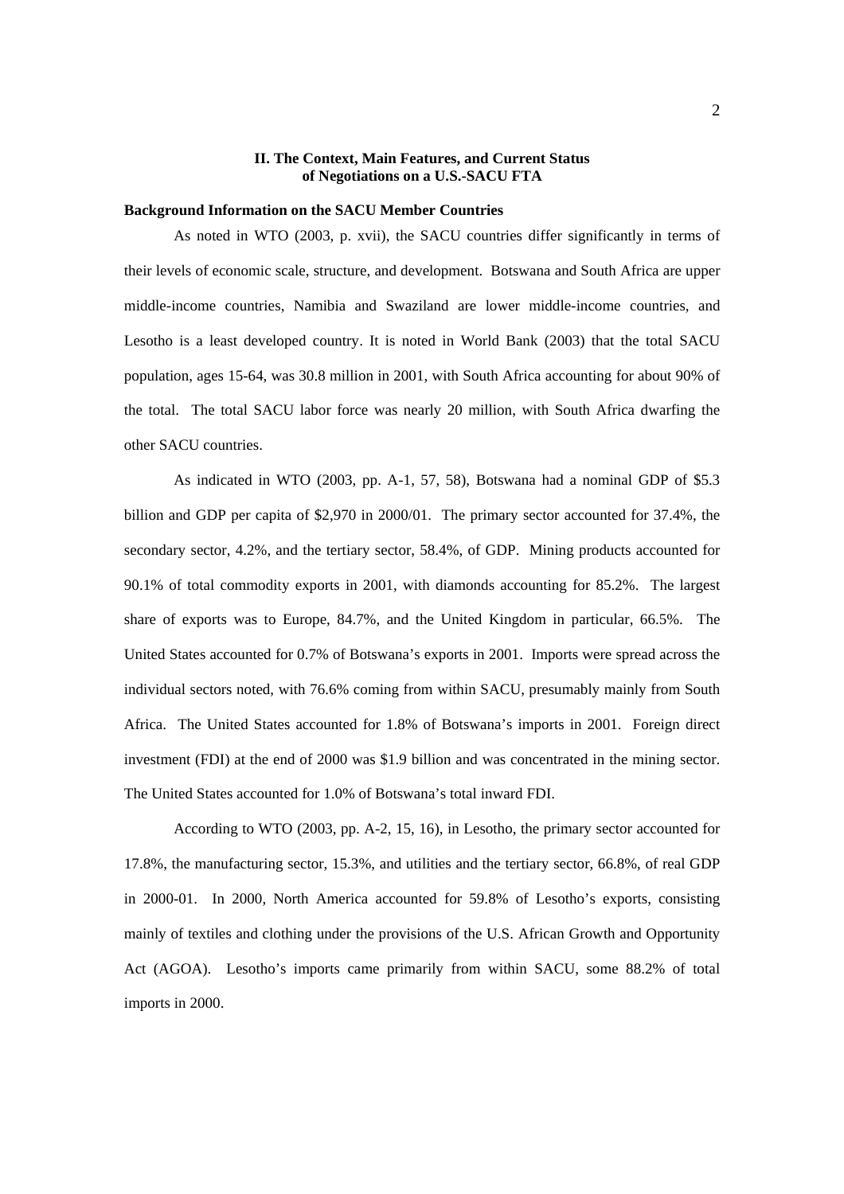## II. The Context, Main Features, and Current Status of Negotiations on a U.S.-SACU FTA

### Background Information on the SACU Member Countries

As noted in WTO (2003, p. xvii), the SACU countries differ significantly in terms of their levels of economic scale, structure, and development. Botswana and South Africa are upper middle-income countries, Namibia and Swaziland are lower middle-income countries, and Lesotho is a least developed country. It is noted in World Bank (2003) that the total SACU population, ages 15-64, was 30.8 million in 2001, with South Africa accounting for about 90% of the total. The total SACU labor force was nearly 20 million, with South Africa dwarfing the other SACU countries.

As indicated in WTO (2003, pp. A-1, 57, 58), Botswana had a nominal GDP of $5.3 billion and GDP per capita of $2,970 in 2000/01. The primary sector accounted for 37.4%, the secondary sector, 4.2%, and the tertiary sector, 58.4%, of GDP. Mining products accounted for 90.1% of total commodity exports in 2001, with diamonds accounting for 85.2%. The largest share of exports was to Europe, 84.7%, and the United Kingdom in particular, 66.5%. The United States accounted for 0.7% of Botswana's exports in 2001. Imports were spread across the individual sectors noted, with 76.6% coming from within SACU, presumably mainly from South Africa. The United States accounted for 1.8% of Botswana's imports in 2001. Foreign direct investment (FDI) at the end of 2000 was $1.9 billion and was concentrated in the mining sector. The United States accounted for 1.0% of Botswana's total inward FDI.

According to WTO (2003, pp. A-2, 15, 16), in Lesotho, the primary sector accounted for 17.8%, the manufacturing sector, 15.3%, and utilities and the tertiary sector, 66.8%, of real GDP in 2000-01. In 2000, North America accounted for 59.8% of Lesotho's exports, consisting mainly of textiles and clothing under the provisions of the U.S. African Growth and Opportunity Act (AGOA). Lesotho's imports came primarily from within SACU, some 88.2% of total imports in 2000.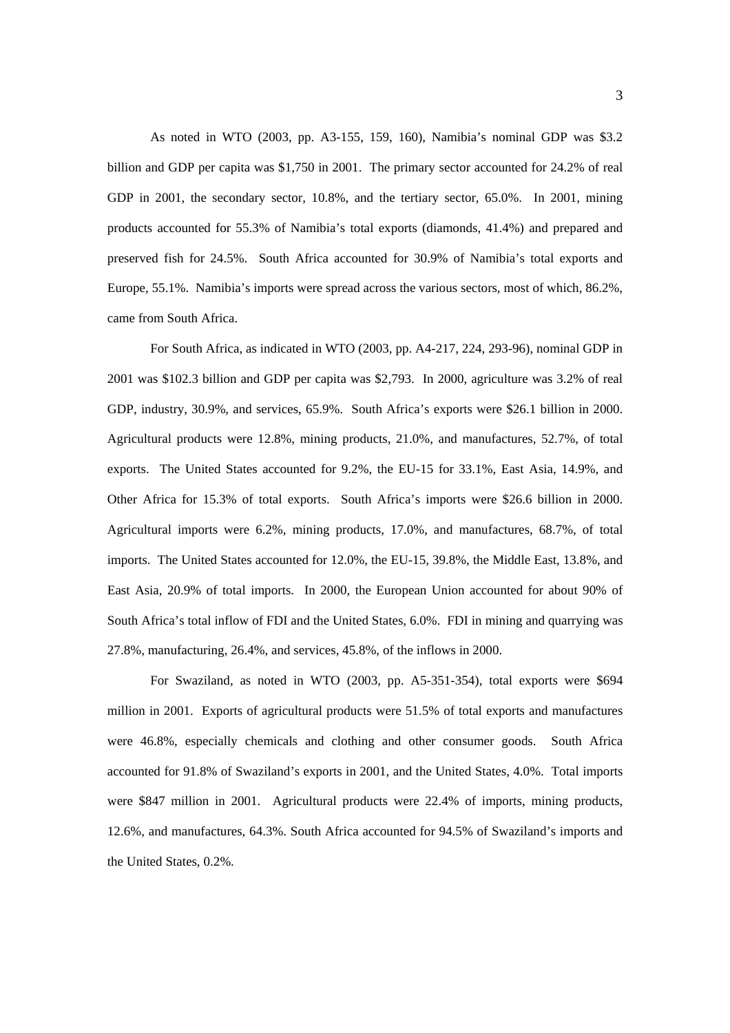As noted in WTO (2003, pp. A3-155, 159, 160), Namibia's nominal GDP was $3.2 billion and GDP per capita was $1,750 in 2001. The primary sector accounted for 24.2% of real GDP in 2001, the secondary sector, 10.8%, and the tertiary sector, 65.0%. In 2001, mining products accounted for 55.3% of Namibia's total exports (diamonds, 41.4%) and prepared and preserved fish for 24.5%. South Africa accounted for 30.9% of Namibia's total exports and Europe, 55.1%. Namibia's imports were spread across the various sectors, most of which, 86.2%, came from South Africa.

For South Africa, as indicated in WTO (2003, pp. A4-217, 224, 293-96), nominal GDP in 2001 was $102.3 billion and GDP per capita was $2,793. In 2000, agriculture was 3.2% of real GDP, industry, 30.9%, and services, 65.9%. South Africa's exports were $26.1 billion in 2000. Agricultural products were 12.8%, mining products, 21.0%, and manufactures, 52.7%, of total exports. The United States accounted for 9.2%, the EU-15 for 33.1%, East Asia, 14.9%, and Other Africa for 15.3% of total exports. South Africa's imports were $26.6 billion in 2000. Agricultural imports were 6.2%, mining products, 17.0%, and manufactures, 68.7%, of total imports. The United States accounted for 12.0%, the EU-15, 39.8%, the Middle East, 13.8%, and East Asia, 20.9% of total imports. In 2000, the European Union accounted for about 90% of South Africa's total inflow of FDI and the United States, 6.0%. FDI in mining and quarrying was 27.8%, manufacturing, 26.4%, and services, 45.8%, of the inflows in 2000.

For Swaziland, as noted in WTO (2003, pp. A5-351-354), total exports were $694 million in 2001. Exports of agricultural products were 51.5% of total exports and manufactures were 46.8%, especially chemicals and clothing and other consumer goods. South Africa accounted for 91.8% of Swaziland's exports in 2001, and the United States, 4.0%. Total imports were $847 million in 2001. Agricultural products were 22.4% of imports, mining products, 12.6%, and manufactures, 64.3%. South Africa accounted for 94.5% of Swaziland's imports and the United States, 0.2%.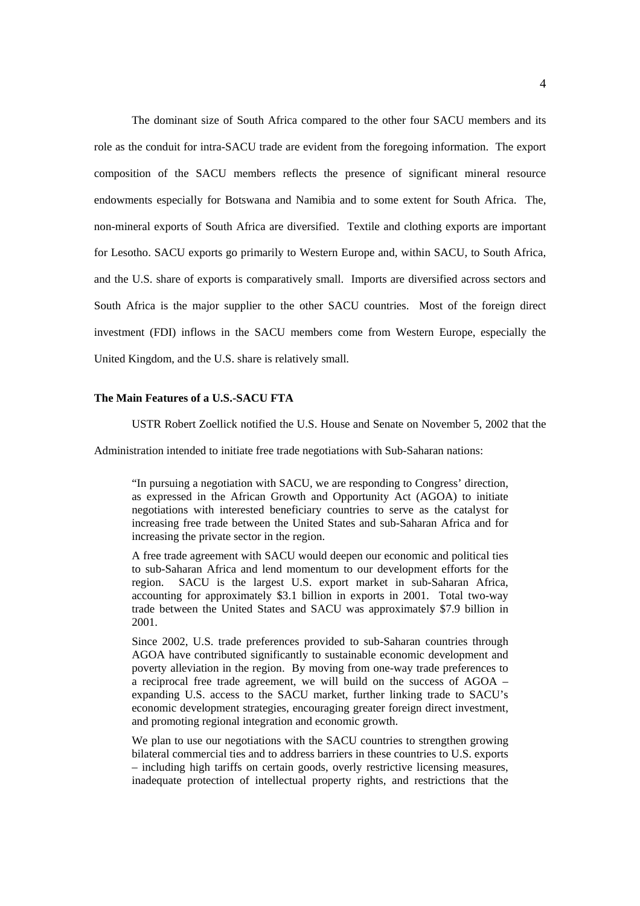The dominant size of South Africa compared to the other four SACU members and its role as the conduit for intra-SACU trade are evident from the foregoing information. The export composition of the SACU members reflects the presence of significant mineral resource endowments especially for Botswana and Namibia and to some extent for South Africa. The, non-mineral exports of South Africa are diversified. Textile and clothing exports are important for Lesotho. SACU exports go primarily to Western Europe and, within SACU, to South Africa, and the U.S. share of exports is comparatively small. Imports are diversified across sectors and South Africa is the major supplier to the other SACU countries. Most of the foreign direct investment (FDI) inflows in the SACU members come from Western Europe, especially the United Kingdom, and the U.S. share is relatively small.

**The Main Features of a U.S.-SACU FTA**

USTR Robert Zoellick notified the U.S. House and Senate on November 5, 2002 that the Administration intended to initiate free trade negotiations with Sub-Saharan nations:

> "In pursuing a negotiation with SACU, we are responding to Congress' direction, as expressed in the African Growth and Opportunity Act (AGOA) to initiate negotiations with interested beneficiary countries to serve as the catalyst for increasing free trade between the United States and sub-Saharan Africa and for increasing the private sector in the region.
>
> A free trade agreement with SACU would deepen our economic and political ties to sub-Saharan Africa and lend momentum to our development efforts for the region. SACU is the largest U.S. export market in sub-Saharan Africa, accounting for approximately \$3.1 billion in exports in 2001. Total two-way trade between the United States and SACU was approximately \$7.9 billion in 2001.
>
> Since 2002, U.S. trade preferences provided to sub-Saharan countries through AGOA have contributed significantly to sustainable economic development and poverty alleviation in the region. By moving from one-way trade preferences to a reciprocal free trade agreement, we will build on the success of AGOA – expanding U.S. access to the SACU market, further linking trade to SACU's economic development strategies, encouraging greater foreign direct investment, and promoting regional integration and economic growth.
>
> We plan to use our negotiations with the SACU countries to strengthen growing bilateral commercial ties and to address barriers in these countries to U.S. exports – including high tariffs on certain goods, overly restrictive licensing measures, inadequate protection of intellectual property rights, and restrictions that the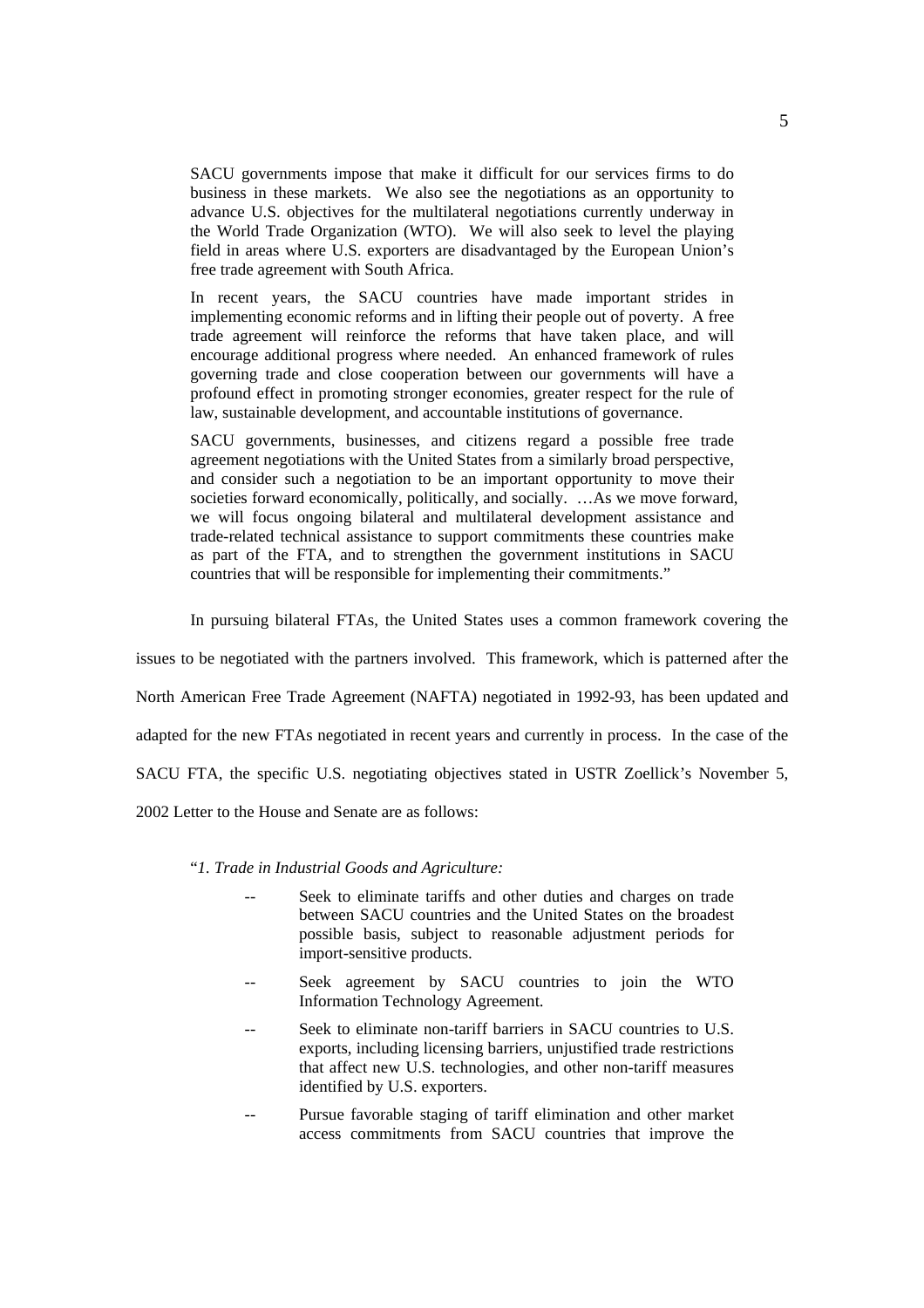SACU governments impose that make it difficult for our services firms to do business in these markets. We also see the negotiations as an opportunity to advance U.S. objectives for the multilateral negotiations currently underway in the World Trade Organization (WTO). We will also seek to level the playing field in areas where U.S. exporters are disadvantaged by the European Union's free trade agreement with South Africa.

> In recent years, the SACU countries have made important strides in implementing economic reforms and in lifting their people out of poverty. A free trade agreement will reinforce the reforms that have taken place, and will encourage additional progress where needed. An enhanced framework of rules governing trade and close cooperation between our governments will have a profound effect in promoting stronger economies, greater respect for the rule of law, sustainable development, and accountable institutions of governance.
>
> SACU governments, businesses, and citizens regard a possible free trade agreement negotiations with the United States from a similarly broad perspective, and consider such a negotiation to be an important opportunity to move their societies forward economically, politically, and socially. …As we move forward, we will focus ongoing bilateral and multilateral development assistance and trade-related technical assistance to support commitments these countries make as part of the FTA, and to strengthen the government institutions in SACU countries that will be responsible for implementing their commitments."

In pursuing bilateral FTAs, the United States uses a common framework covering the issues to be negotiated with the partners involved. This framework, which is patterned after the North American Free Trade Agreement (NAFTA) negotiated in 1992-93, has been updated and adapted for the new FTAs negotiated in recent years and currently in process. In the case of the SACU FTA, the specific U.S. negotiating objectives stated in USTR Zoellick's November 5, 2002 Letter to the House and Senate are as follows:

"*1. Trade in Industrial Goods and Agriculture:*

- -- Seek to eliminate tariffs and other duties and charges on trade between SACU countries and the United States on the broadest possible basis, subject to reasonable adjustment periods for import-sensitive products.
- -- Seek agreement by SACU countries to join the WTO Information Technology Agreement.
- -- Seek to eliminate non-tariff barriers in SACU countries to U.S. exports, including licensing barriers, unjustified trade restrictions that affect new U.S. technologies, and other non-tariff measures identified by U.S. exporters.
- -- Pursue favorable staging of tariff elimination and other market access commitments from SACU countries that improve the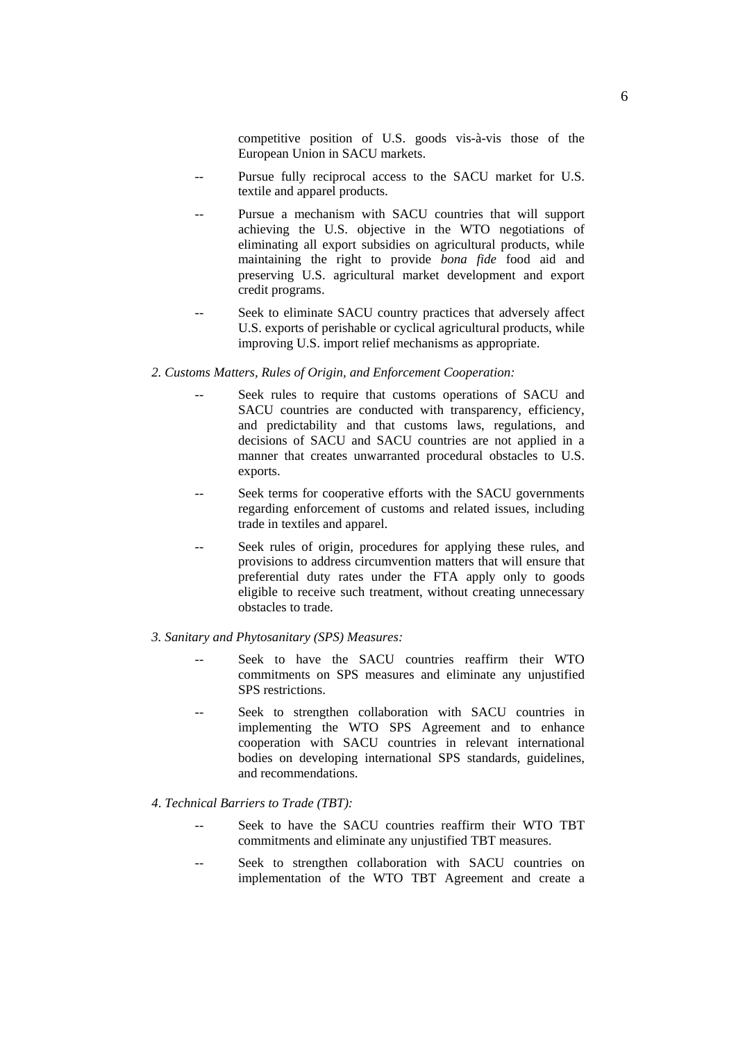competitive position of U.S. goods vis-à-vis those of the European Union in SACU markets.

-- Pursue fully reciprocal access to the SACU market for U.S. textile and apparel products.

-- Pursue a mechanism with SACU countries that will support achieving the U.S. objective in the WTO negotiations of eliminating all export subsidies on agricultural products, while maintaining the right to provide *bona fide* food aid and preserving U.S. agricultural market development and export credit programs.

-- Seek to eliminate SACU country practices that adversely affect U.S. exports of perishable or cyclical agricultural products, while improving U.S. import relief mechanisms as appropriate.

*2. Customs Matters, Rules of Origin, and Enforcement Cooperation:*

-- Seek rules to require that customs operations of SACU and SACU countries are conducted with transparency, efficiency, and predictability and that customs laws, regulations, and decisions of SACU and SACU countries are not applied in a manner that creates unwarranted procedural obstacles to U.S. exports.

-- Seek terms for cooperative efforts with the SACU governments regarding enforcement of customs and related issues, including trade in textiles and apparel.

-- Seek rules of origin, procedures for applying these rules, and provisions to address circumvention matters that will ensure that preferential duty rates under the FTA apply only to goods eligible to receive such treatment, without creating unnecessary obstacles to trade.

*3. Sanitary and Phytosanitary (SPS) Measures:*

-- Seek to have the SACU countries reaffirm their WTO commitments on SPS measures and eliminate any unjustified SPS restrictions.

-- Seek to strengthen collaboration with SACU countries in implementing the WTO SPS Agreement and to enhance cooperation with SACU countries in relevant international bodies on developing international SPS standards, guidelines, and recommendations.

*4. Technical Barriers to Trade (TBT):*

-- Seek to have the SACU countries reaffirm their WTO TBT commitments and eliminate any unjustified TBT measures.

-- Seek to strengthen collaboration with SACU countries on implementation of the WTO TBT Agreement and create a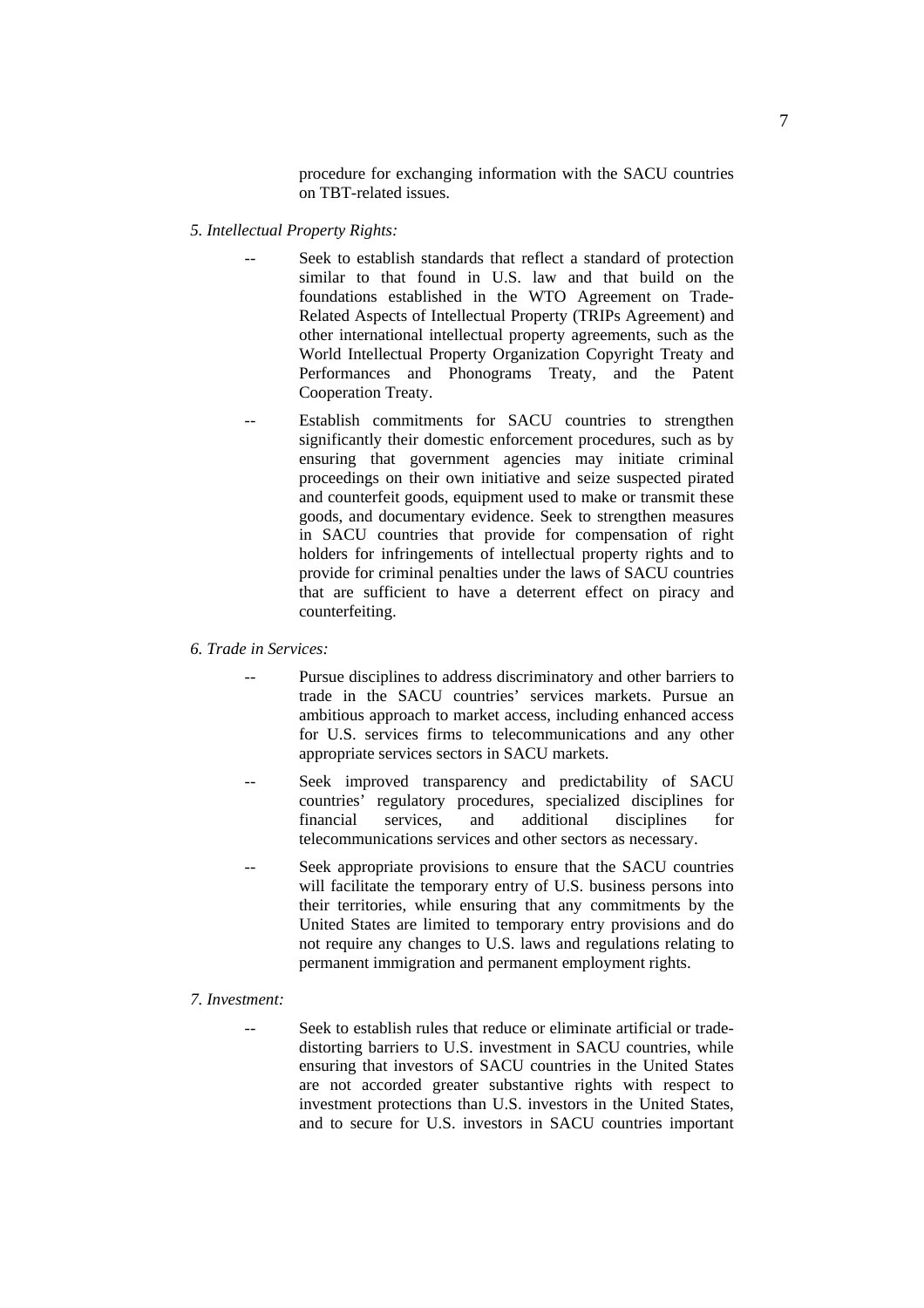procedure for exchanging information with the SACU countries on TBT-related issues.

*5. Intellectual Property Rights:*

-- Seek to establish standards that reflect a standard of protection similar to that found in U.S. law and that build on the foundations established in the WTO Agreement on Trade-Related Aspects of Intellectual Property (TRIPs Agreement) and other international intellectual property agreements, such as the World Intellectual Property Organization Copyright Treaty and Performances and Phonograms Treaty, and the Patent Cooperation Treaty.

-- Establish commitments for SACU countries to strengthen significantly their domestic enforcement procedures, such as by ensuring that government agencies may initiate criminal proceedings on their own initiative and seize suspected pirated and counterfeit goods, equipment used to make or transmit these goods, and documentary evidence. Seek to strengthen measures in SACU countries that provide for compensation of right holders for infringements of intellectual property rights and to provide for criminal penalties under the laws of SACU countries that are sufficient to have a deterrent effect on piracy and counterfeiting.

*6. Trade in Services:*

-- Pursue disciplines to address discriminatory and other barriers to trade in the SACU countries' services markets. Pursue an ambitious approach to market access, including enhanced access for U.S. services firms to telecommunications and any other appropriate services sectors in SACU markets.

-- Seek improved transparency and predictability of SACU countries' regulatory procedures, specialized disciplines for financial services, and additional disciplines for telecommunications services and other sectors as necessary.

-- Seek appropriate provisions to ensure that the SACU countries will facilitate the temporary entry of U.S. business persons into their territories, while ensuring that any commitments by the United States are limited to temporary entry provisions and do not require any changes to U.S. laws and regulations relating to permanent immigration and permanent employment rights.

*7. Investment:*

-- Seek to establish rules that reduce or eliminate artificial or trade-distorting barriers to U.S. investment in SACU countries, while ensuring that investors of SACU countries in the United States are not accorded greater substantive rights with respect to investment protections than U.S. investors in the United States, and to secure for U.S. investors in SACU countries important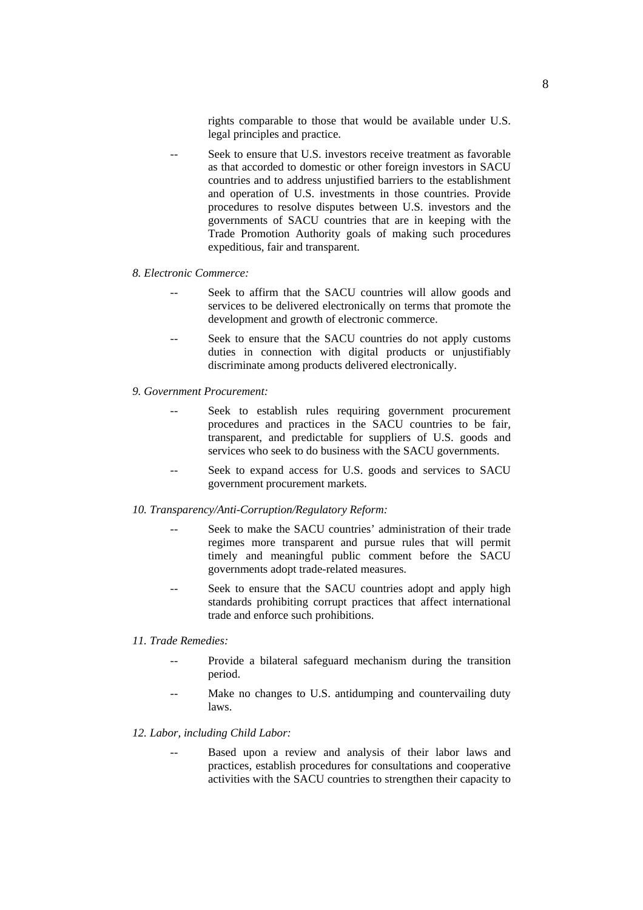rights comparable to those that would be available under U.S. legal principles and practice.

-- Seek to ensure that U.S. investors receive treatment as favorable as that accorded to domestic or other foreign investors in SACU countries and to address unjustified barriers to the establishment and operation of U.S. investments in those countries. Provide procedures to resolve disputes between U.S. investors and the governments of SACU countries that are in keeping with the Trade Promotion Authority goals of making such procedures expeditious, fair and transparent.

*8. Electronic Commerce:*

-- Seek to affirm that the SACU countries will allow goods and services to be delivered electronically on terms that promote the development and growth of electronic commerce.

-- Seek to ensure that the SACU countries do not apply customs duties in connection with digital products or unjustifiably discriminate among products delivered electronically.

*9. Government Procurement:*

-- Seek to establish rules requiring government procurement procedures and practices in the SACU countries to be fair, transparent, and predictable for suppliers of U.S. goods and services who seek to do business with the SACU governments.

-- Seek to expand access for U.S. goods and services to SACU government procurement markets.

*10. Transparency/Anti-Corruption/Regulatory Reform:*

-- Seek to make the SACU countries' administration of their trade regimes more transparent and pursue rules that will permit timely and meaningful public comment before the SACU governments adopt trade-related measures.

-- Seek to ensure that the SACU countries adopt and apply high standards prohibiting corrupt practices that affect international trade and enforce such prohibitions.

*11. Trade Remedies:*

-- Provide a bilateral safeguard mechanism during the transition period.

-- Make no changes to U.S. antidumping and countervailing duty laws.

*12. Labor, including Child Labor:*

-- Based upon a review and analysis of their labor laws and practices, establish procedures for consultations and cooperative activities with the SACU countries to strengthen their capacity to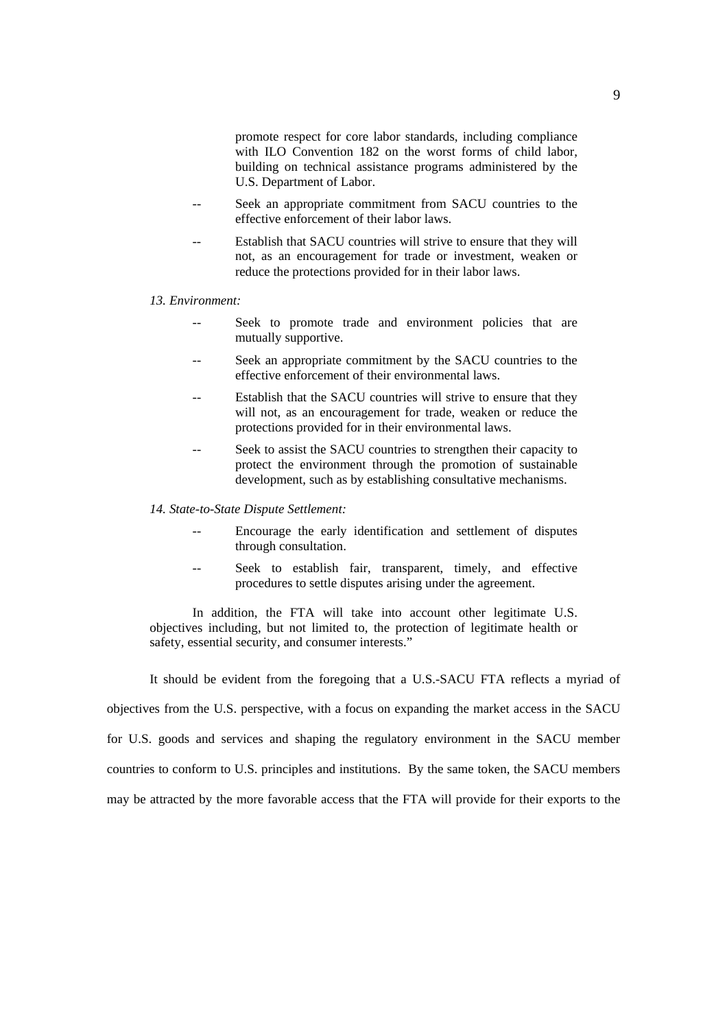promote respect for core labor standards, including compliance with ILO Convention 182 on the worst forms of child labor, building on technical assistance programs administered by the U.S. Department of Labor.

-- Seek an appropriate commitment from SACU countries to the effective enforcement of their labor laws.

-- Establish that SACU countries will strive to ensure that they will not, as an encouragement for trade or investment, weaken or reduce the protections provided for in their labor laws.

*13. Environment:*

-- Seek to promote trade and environment policies that are mutually supportive.

-- Seek an appropriate commitment by the SACU countries to the effective enforcement of their environmental laws.

-- Establish that the SACU countries will strive to ensure that they will not, as an encouragement for trade, weaken or reduce the protections provided for in their environmental laws.

-- Seek to assist the SACU countries to strengthen their capacity to protect the environment through the promotion of sustainable development, such as by establishing consultative mechanisms.

*14. State-to-State Dispute Settlement:*

-- Encourage the early identification and settlement of disputes through consultation.

-- Seek to establish fair, transparent, timely, and effective procedures to settle disputes arising under the agreement.

In addition, the FTA will take into account other legitimate U.S. objectives including, but not limited to, the protection of legitimate health or safety, essential security, and consumer interests."

It should be evident from the foregoing that a U.S.-SACU FTA reflects a myriad of objectives from the U.S. perspective, with a focus on expanding the market access in the SACU for U.S. goods and services and shaping the regulatory environment in the SACU member countries to conform to U.S. principles and institutions. By the same token, the SACU members may be attracted by the more favorable access that the FTA will provide for their exports to the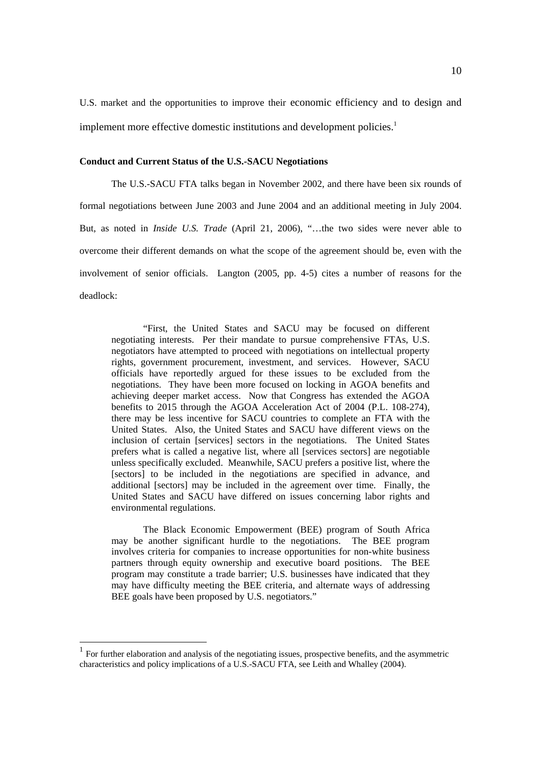U.S. market and the opportunities to improve their economic efficiency and to design and implement more effective domestic institutions and development policies.[1]

**Conduct and Current Status of the U.S.-SACU Negotiations**

The U.S.-SACU FTA talks began in November 2002, and there have been six rounds of formal negotiations between June 2003 and June 2004 and an additional meeting in July 2004. But, as noted in *Inside U.S. Trade* (April 21, 2006), "…the two sides were never able to overcome their different demands on what the scope of the agreement should be, even with the involvement of senior officials. Langton (2005, pp. 4-5) cites a number of reasons for the deadlock:

> "First, the United States and SACU may be focused on different negotiating interests. Per their mandate to pursue comprehensive FTAs, U.S. negotiators have attempted to proceed with negotiations on intellectual property rights, government procurement, investment, and services. However, SACU officials have reportedly argued for these issues to be excluded from the negotiations. They have been more focused on locking in AGOA benefits and achieving deeper market access. Now that Congress has extended the AGOA benefits to 2015 through the AGOA Acceleration Act of 2004 (P.L. 108-274), there may be less incentive for SACU countries to complete an FTA with the United States. Also, the United States and SACU have different views on the inclusion of certain [services] sectors in the negotiations. The United States prefers what is called a negative list, where all [services sectors] are negotiable unless specifically excluded. Meanwhile, SACU prefers a positive list, where the [sectors] to be included in the negotiations are specified in advance, and additional [sectors] may be included in the agreement over time. Finally, the United States and SACU have differed on issues concerning labor rights and environmental regulations.
>
> The Black Economic Empowerment (BEE) program of South Africa may be another significant hurdle to the negotiations. The BEE program involves criteria for companies to increase opportunities for non-white business partners through equity ownership and executive board positions. The BEE program may constitute a trade barrier; U.S. businesses have indicated that they may have difficulty meeting the BEE criteria, and alternate ways of addressing BEE goals have been proposed by U.S. negotiators."

---

[1] For further elaboration and analysis of the negotiating issues, prospective benefits, and the asymmetric characteristics and policy implications of a U.S.-SACU FTA, see Leith and Whalley (2004).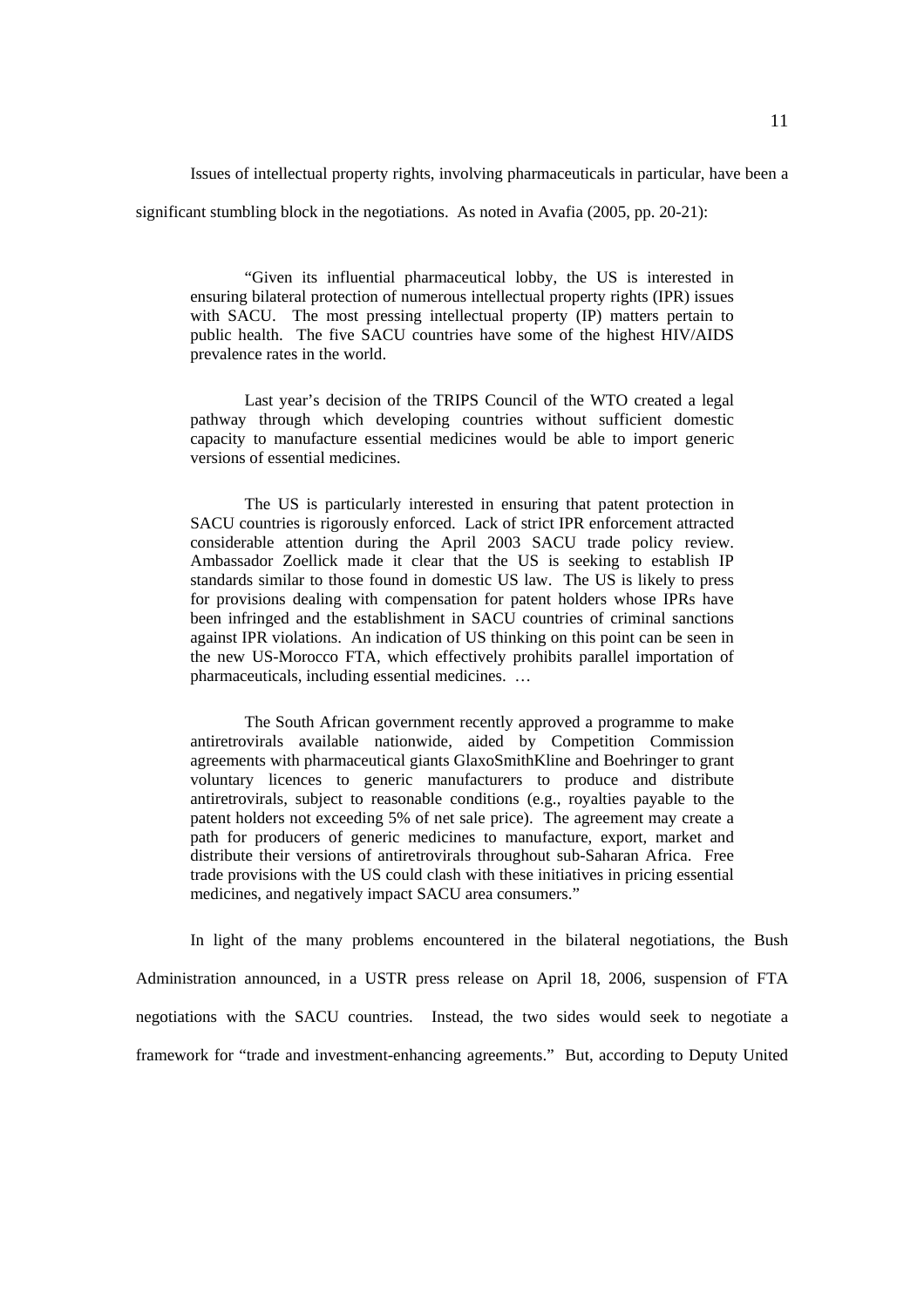Issues of intellectual property rights, involving pharmaceuticals in particular, have been a significant stumbling block in the negotiations. As noted in Avafia (2005, pp. 20-21):

> "Given its influential pharmaceutical lobby, the US is interested in ensuring bilateral protection of numerous intellectual property rights (IPR) issues with SACU. The most pressing intellectual property (IP) matters pertain to public health. The five SACU countries have some of the highest HIV/AIDS prevalence rates in the world.
>
> Last year's decision of the TRIPS Council of the WTO created a legal pathway through which developing countries without sufficient domestic capacity to manufacture essential medicines would be able to import generic versions of essential medicines.
>
> The US is particularly interested in ensuring that patent protection in SACU countries is rigorously enforced. Lack of strict IPR enforcement attracted considerable attention during the April 2003 SACU trade policy review. Ambassador Zoellick made it clear that the US is seeking to establish IP standards similar to those found in domestic US law. The US is likely to press for provisions dealing with compensation for patent holders whose IPRs have been infringed and the establishment in SACU countries of criminal sanctions against IPR violations. An indication of US thinking on this point can be seen in the new US-Morocco FTA, which effectively prohibits parallel importation of pharmaceuticals, including essential medicines. …
>
> The South African government recently approved a programme to make antiretrovirals available nationwide, aided by Competition Commission agreements with pharmaceutical giants GlaxoSmithKline and Boehringer to grant voluntary licences to generic manufacturers to produce and distribute antiretrovirals, subject to reasonable conditions (e.g., royalties payable to the patent holders not exceeding 5% of net sale price). The agreement may create a path for producers of generic medicines to manufacture, export, market and distribute their versions of antiretrovirals throughout sub-Saharan Africa. Free trade provisions with the US could clash with these initiatives in pricing essential medicines, and negatively impact SACU area consumers."

In light of the many problems encountered in the bilateral negotiations, the Bush Administration announced, in a USTR press release on April 18, 2006, suspension of FTA negotiations with the SACU countries. Instead, the two sides would seek to negotiate a framework for "trade and investment-enhancing agreements." But, according to Deputy United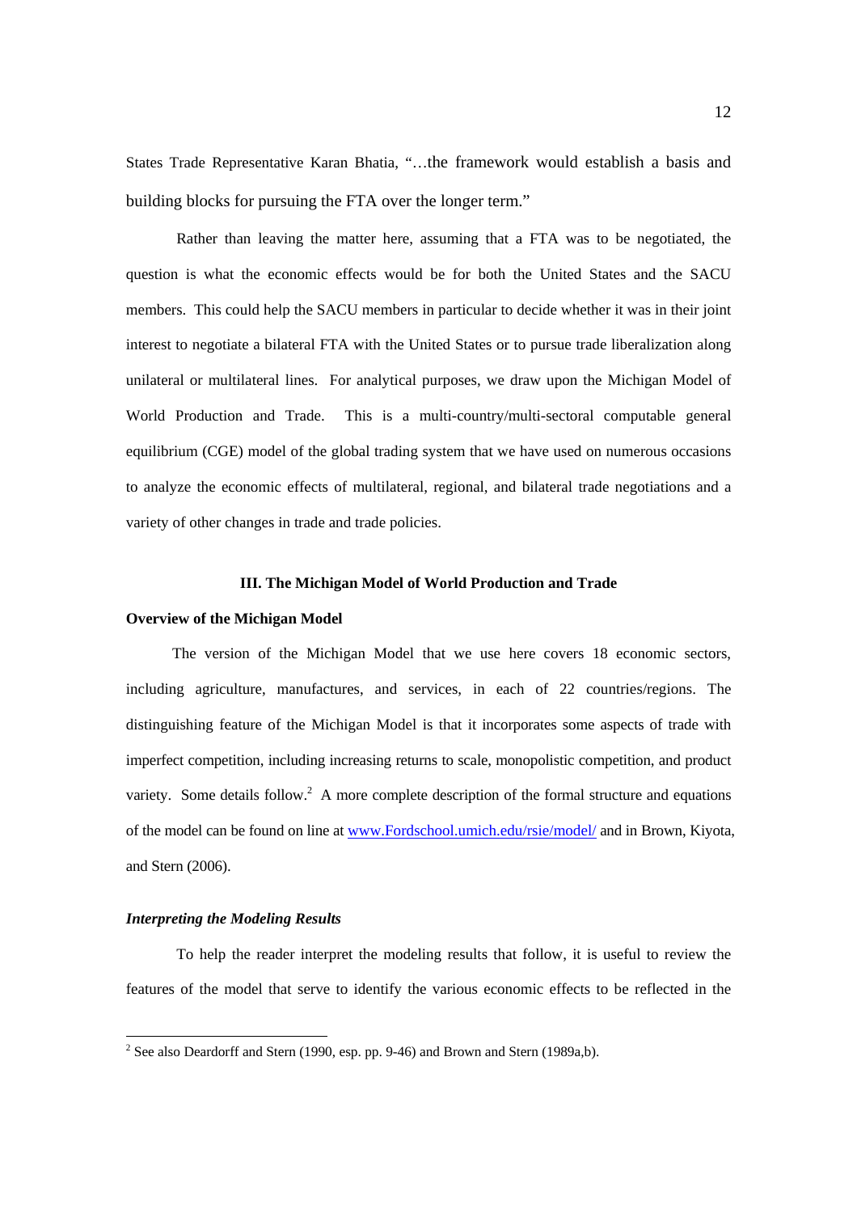States Trade Representative Karan Bhatia, "…the framework would establish a basis and building blocks for pursuing the FTA over the longer term."

Rather than leaving the matter here, assuming that a FTA was to be negotiated, the question is what the economic effects would be for both the United States and the SACU members. This could help the SACU members in particular to decide whether it was in their joint interest to negotiate a bilateral FTA with the United States or to pursue trade liberalization along unilateral or multilateral lines. For analytical purposes, we draw upon the Michigan Model of World Production and Trade. This is a multi-country/multi-sectoral computable general equilibrium (CGE) model of the global trading system that we have used on numerous occasions to analyze the economic effects of multilateral, regional, and bilateral trade negotiations and a variety of other changes in trade and trade policies.

## III. The Michigan Model of World Production and Trade

### Overview of the Michigan Model

The version of the Michigan Model that we use here covers 18 economic sectors, including agriculture, manufactures, and services, in each of 22 countries/regions. The distinguishing feature of the Michigan Model is that it incorporates some aspects of trade with imperfect competition, including increasing returns to scale, monopolistic competition, and product variety. Some details follow.[2] A more complete description of the formal structure and equations of the model can be found on line at [www.Fordschool.umich.edu/rsie/model/](www.Fordschool.umich.edu/rsie/model/) and in Brown, Kiyota, and Stern (2006).

### *Interpreting the Modeling Results*

To help the reader interpret the modeling results that follow, it is useful to review the features of the model that serve to identify the various economic effects to be reflected in the

---

[2] See also Deardorff and Stern (1990, esp. pp. 9-46) and Brown and Stern (1989a,b).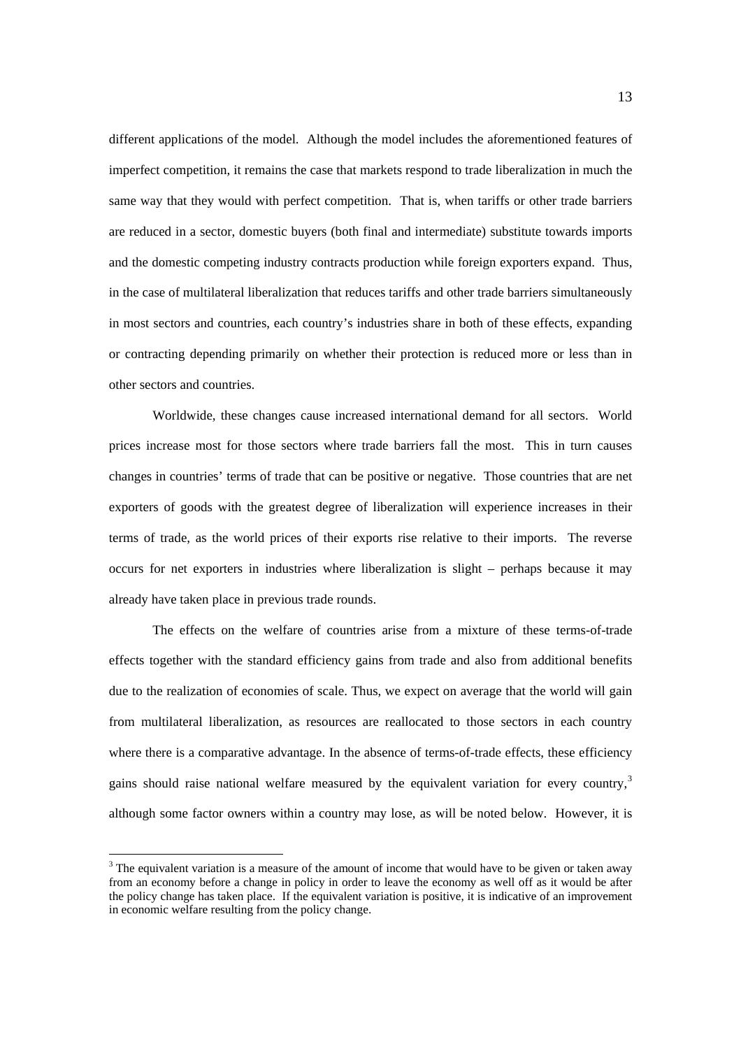different applications of the model. Although the model includes the aforementioned features of imperfect competition, it remains the case that markets respond to trade liberalization in much the same way that they would with perfect competition. That is, when tariffs or other trade barriers are reduced in a sector, domestic buyers (both final and intermediate) substitute towards imports and the domestic competing industry contracts production while foreign exporters expand. Thus, in the case of multilateral liberalization that reduces tariffs and other trade barriers simultaneously in most sectors and countries, each country's industries share in both of these effects, expanding or contracting depending primarily on whether their protection is reduced more or less than in other sectors and countries.

Worldwide, these changes cause increased international demand for all sectors. World prices increase most for those sectors where trade barriers fall the most. This in turn causes changes in countries' terms of trade that can be positive or negative. Those countries that are net exporters of goods with the greatest degree of liberalization will experience increases in their terms of trade, as the world prices of their exports rise relative to their imports. The reverse occurs for net exporters in industries where liberalization is slight – perhaps because it may already have taken place in previous trade rounds.

The effects on the welfare of countries arise from a mixture of these terms-of-trade effects together with the standard efficiency gains from trade and also from additional benefits due to the realization of economies of scale. Thus, we expect on average that the world will gain from multilateral liberalization, as resources are reallocated to those sectors in each country where there is a comparative advantage. In the absence of terms-of-trade effects, these efficiency gains should raise national welfare measured by the equivalent variation for every country,[3] although some factor owners within a country may lose, as will be noted below. However, it is

[3] The equivalent variation is a measure of the amount of income that would have to be given or taken away from an economy before a change in policy in order to leave the economy as well off as it would be after the policy change has taken place. If the equivalent variation is positive, it is indicative of an improvement in economic welfare resulting from the policy change.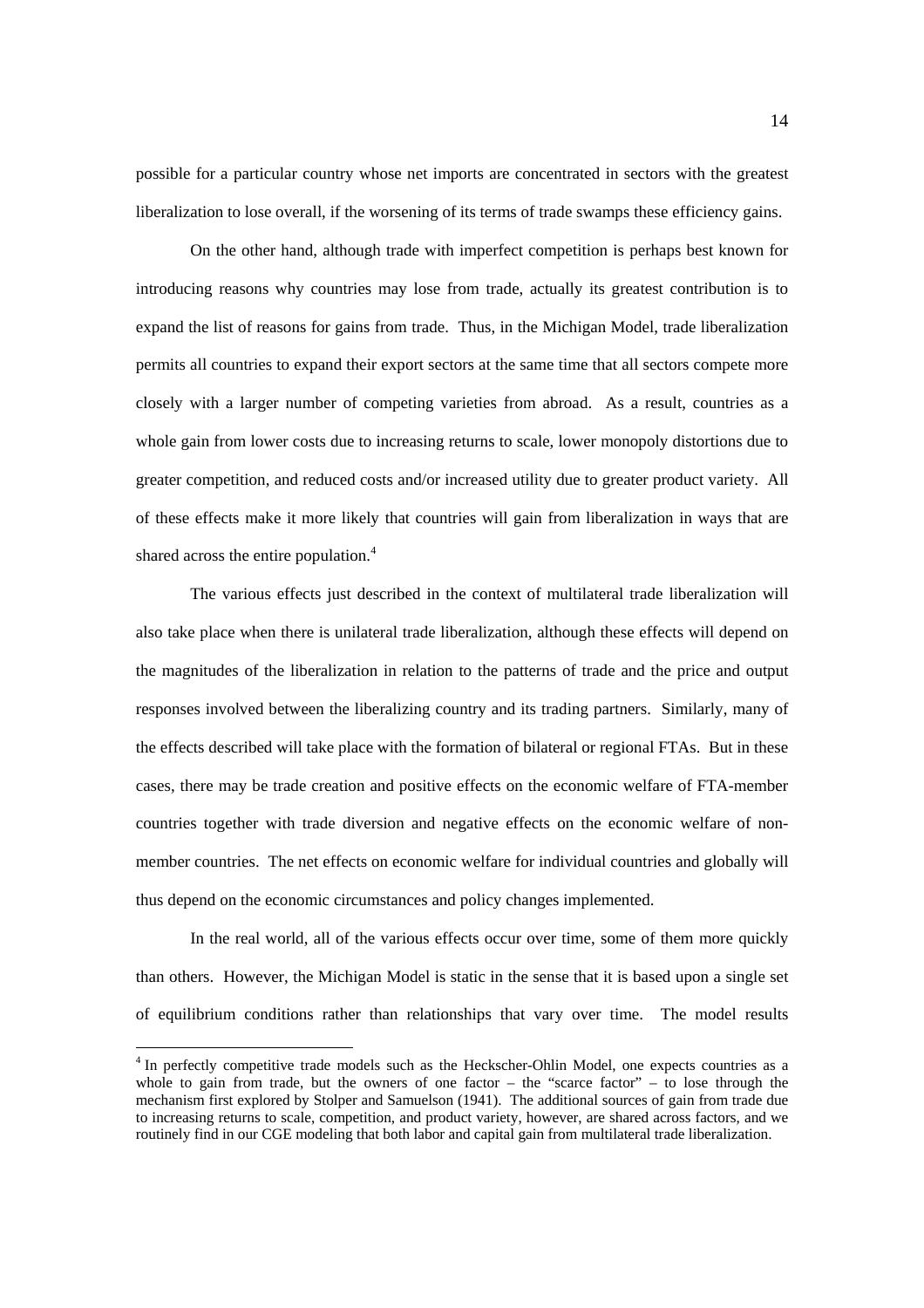possible for a particular country whose net imports are concentrated in sectors with the greatest liberalization to lose overall, if the worsening of its terms of trade swamps these efficiency gains.

On the other hand, although trade with imperfect competition is perhaps best known for introducing reasons why countries may lose from trade, actually its greatest contribution is to expand the list of reasons for gains from trade. Thus, in the Michigan Model, trade liberalization permits all countries to expand their export sectors at the same time that all sectors compete more closely with a larger number of competing varieties from abroad. As a result, countries as a whole gain from lower costs due to increasing returns to scale, lower monopoly distortions due to greater competition, and reduced costs and/or increased utility due to greater product variety. All of these effects make it more likely that countries will gain from liberalization in ways that are shared across the entire population.[4]

The various effects just described in the context of multilateral trade liberalization will also take place when there is unilateral trade liberalization, although these effects will depend on the magnitudes of the liberalization in relation to the patterns of trade and the price and output responses involved between the liberalizing country and its trading partners. Similarly, many of the effects described will take place with the formation of bilateral or regional FTAs. But in these cases, there may be trade creation and positive effects on the economic welfare of FTA-member countries together with trade diversion and negative effects on the economic welfare of non-member countries. The net effects on economic welfare for individual countries and globally will thus depend on the economic circumstances and policy changes implemented.

In the real world, all of the various effects occur over time, some of them more quickly than others. However, the Michigan Model is static in the sense that it is based upon a single set of equilibrium conditions rather than relationships that vary over time. The model results

[4] In perfectly competitive trade models such as the Heckscher-Ohlin Model, one expects countries as a whole to gain from trade, but the owners of one factor – the "scarce factor" – to lose through the mechanism first explored by Stolper and Samuelson (1941). The additional sources of gain from trade due to increasing returns to scale, competition, and product variety, however, are shared across factors, and we routinely find in our CGE modeling that both labor and capital gain from multilateral trade liberalization.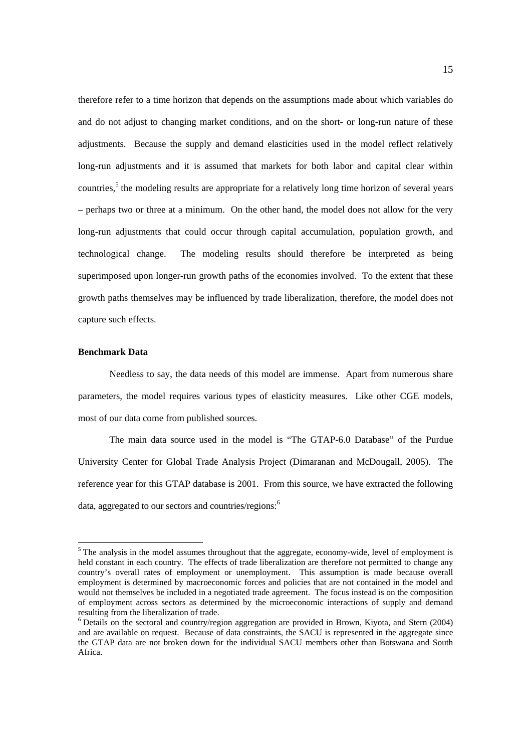therefore refer to a time horizon that depends on the assumptions made about which variables do and do not adjust to changing market conditions, and on the short- or long-run nature of these adjustments. Because the supply and demand elasticities used in the model reflect relatively long-run adjustments and it is assumed that markets for both labor and capital clear within countries,[5] the modeling results are appropriate for a relatively long time horizon of several years – perhaps two or three at a minimum. On the other hand, the model does not allow for the very long-run adjustments that could occur through capital accumulation, population growth, and technological change. The modeling results should therefore be interpreted as being superimposed upon longer-run growth paths of the economies involved. To the extent that these growth paths themselves may be influenced by trade liberalization, therefore, the model does not capture such effects.

**Benchmark Data**

Needless to say, the data needs of this model are immense. Apart from numerous share parameters, the model requires various types of elasticity measures. Like other CGE models, most of our data come from published sources.

The main data source used in the model is "The GTAP-6.0 Database" of the Purdue University Center for Global Trade Analysis Project (Dimaranan and McDougall, 2005). The reference year for this GTAP database is 2001. From this source, we have extracted the following data, aggregated to our sectors and countries/regions:[6]

---

[5] The analysis in the model assumes throughout that the aggregate, economy-wide, level of employment is held constant in each country. The effects of trade liberalization are therefore not permitted to change any country's overall rates of employment or unemployment. This assumption is made because overall employment is determined by macroeconomic forces and policies that are not contained in the model and would not themselves be included in a negotiated trade agreement. The focus instead is on the composition of employment across sectors as determined by the microeconomic interactions of supply and demand resulting from the liberalization of trade.

[6] Details on the sectoral and country/region aggregation are provided in Brown, Kiyota, and Stern (2004) and are available on request. Because of data constraints, the SACU is represented in the aggregate since the GTAP data are not broken down for the individual SACU members other than Botswana and South Africa.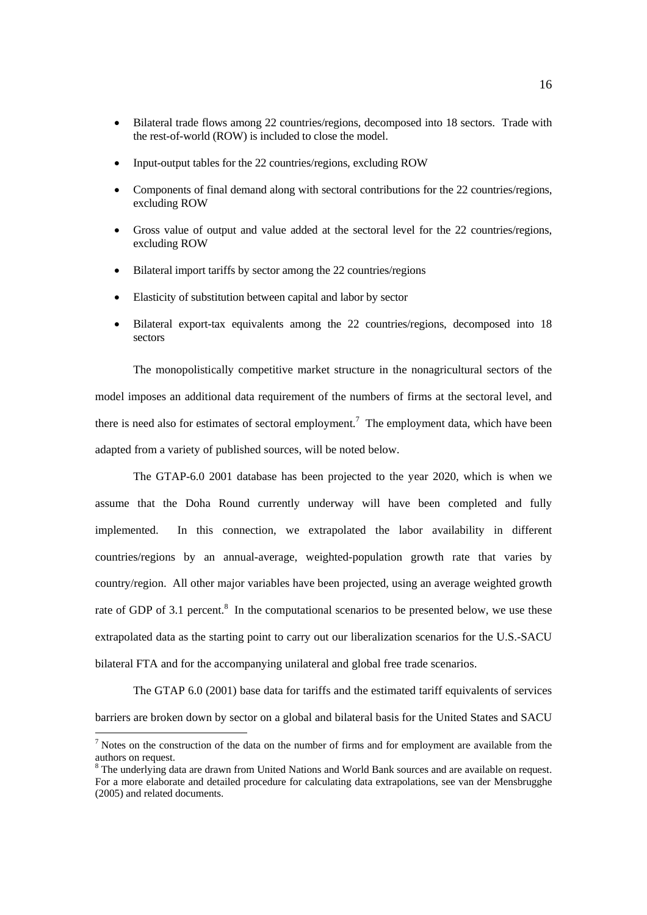- Bilateral trade flows among 22 countries/regions, decomposed into 18 sectors. Trade with the rest-of-world (ROW) is included to close the model.
- Input-output tables for the 22 countries/regions, excluding ROW
- Components of final demand along with sectoral contributions for the 22 countries/regions, excluding ROW
- Gross value of output and value added at the sectoral level for the 22 countries/regions, excluding ROW
- Bilateral import tariffs by sector among the 22 countries/regions
- Elasticity of substitution between capital and labor by sector
- Bilateral export-tax equivalents among the 22 countries/regions, decomposed into 18 sectors

The monopolistically competitive market structure in the nonagricultural sectors of the model imposes an additional data requirement of the numbers of firms at the sectoral level, and there is need also for estimates of sectoral employment.[7] The employment data, which have been adapted from a variety of published sources, will be noted below.

The GTAP-6.0 2001 database has been projected to the year 2020, which is when we assume that the Doha Round currently underway will have been completed and fully implemented. In this connection, we extrapolated the labor availability in different countries/regions by an annual-average, weighted-population growth rate that varies by country/region. All other major variables have been projected, using an average weighted growth rate of GDP of 3.1 percent.[8] In the computational scenarios to be presented below, we use these extrapolated data as the starting point to carry out our liberalization scenarios for the U.S.-SACU bilateral FTA and for the accompanying unilateral and global free trade scenarios.

The GTAP 6.0 (2001) base data for tariffs and the estimated tariff equivalents of services barriers are broken down by sector on a global and bilateral basis for the United States and SACU

[7] Notes on the construction of the data on the number of firms and for employment are available from the authors on request.

[8] The underlying data are drawn from United Nations and World Bank sources and are available on request. For a more elaborate and detailed procedure for calculating data extrapolations, see van der Mensbrugghe (2005) and related documents.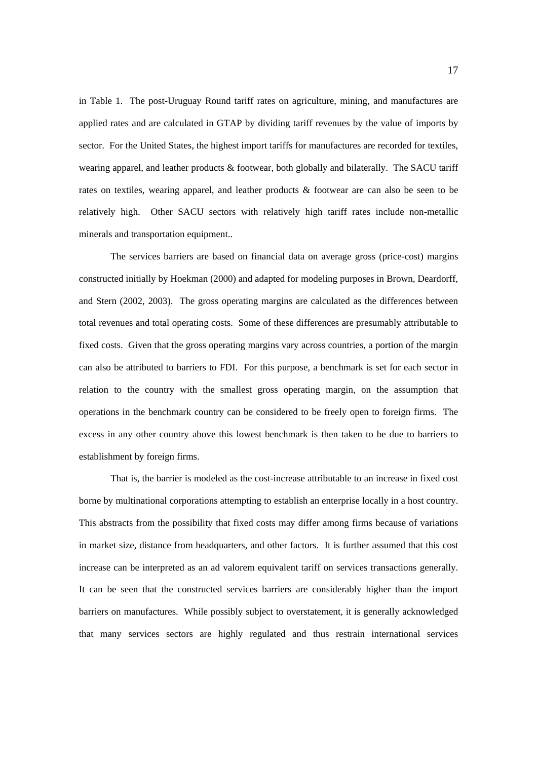in Table 1. The post-Uruguay Round tariff rates on agriculture, mining, and manufactures are applied rates and are calculated in GTAP by dividing tariff revenues by the value of imports by sector. For the United States, the highest import tariffs for manufactures are recorded for textiles, wearing apparel, and leather products & footwear, both globally and bilaterally. The SACU tariff rates on textiles, wearing apparel, and leather products & footwear are can also be seen to be relatively high. Other SACU sectors with relatively high tariff rates include non-metallic minerals and transportation equipment..

The services barriers are based on financial data on average gross (price-cost) margins constructed initially by Hoekman (2000) and adapted for modeling purposes in Brown, Deardorff, and Stern (2002, 2003). The gross operating margins are calculated as the differences between total revenues and total operating costs. Some of these differences are presumably attributable to fixed costs. Given that the gross operating margins vary across countries, a portion of the margin can also be attributed to barriers to FDI. For this purpose, a benchmark is set for each sector in relation to the country with the smallest gross operating margin, on the assumption that operations in the benchmark country can be considered to be freely open to foreign firms. The excess in any other country above this lowest benchmark is then taken to be due to barriers to establishment by foreign firms.

That is, the barrier is modeled as the cost-increase attributable to an increase in fixed cost borne by multinational corporations attempting to establish an enterprise locally in a host country. This abstracts from the possibility that fixed costs may differ among firms because of variations in market size, distance from headquarters, and other factors. It is further assumed that this cost increase can be interpreted as an ad valorem equivalent tariff on services transactions generally. It can be seen that the constructed services barriers are considerably higher than the import barriers on manufactures. While possibly subject to overstatement, it is generally acknowledged that many services sectors are highly regulated and thus restrain international services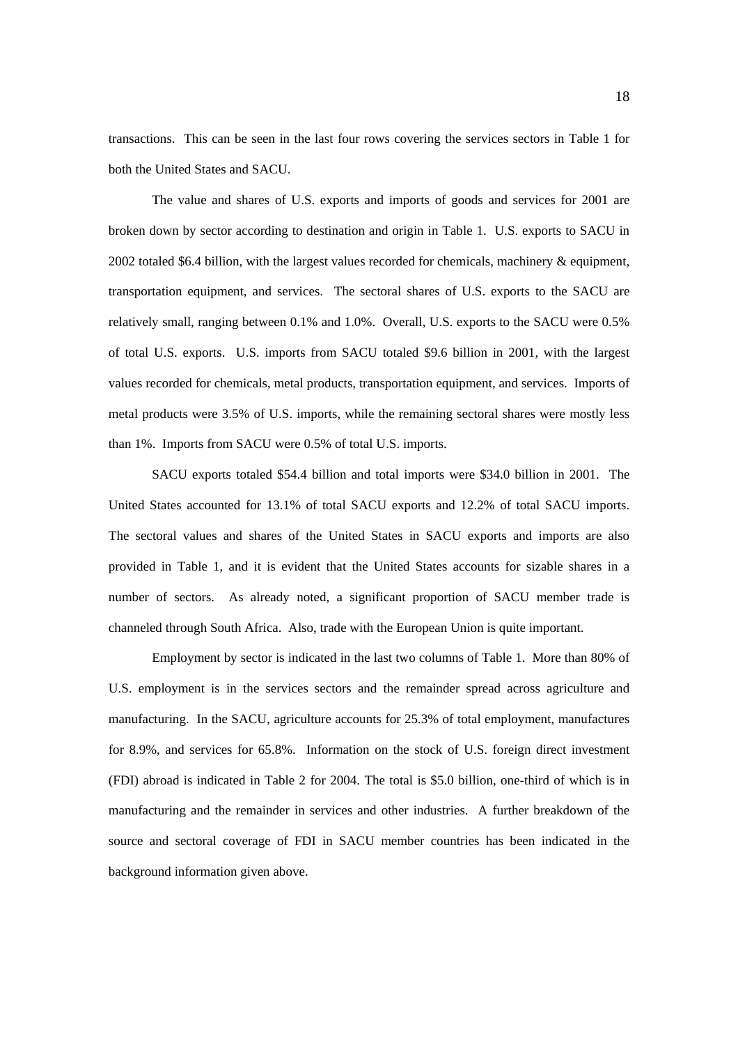transactions. This can be seen in the last four rows covering the services sectors in Table 1 for both the United States and SACU.

The value and shares of U.S. exports and imports of goods and services for 2001 are broken down by sector according to destination and origin in Table 1. U.S. exports to SACU in 2002 totaled $6.4 billion, with the largest values recorded for chemicals, machinery & equipment, transportation equipment, and services. The sectoral shares of U.S. exports to the SACU are relatively small, ranging between 0.1% and 1.0%. Overall, U.S. exports to the SACU were 0.5% of total U.S. exports. U.S. imports from SACU totaled $9.6 billion in 2001, with the largest values recorded for chemicals, metal products, transportation equipment, and services. Imports of metal products were 3.5% of U.S. imports, while the remaining sectoral shares were mostly less than 1%. Imports from SACU were 0.5% of total U.S. imports.

SACU exports totaled $54.4 billion and total imports were $34.0 billion in 2001. The United States accounted for 13.1% of total SACU exports and 12.2% of total SACU imports. The sectoral values and shares of the United States in SACU exports and imports are also provided in Table 1, and it is evident that the United States accounts for sizable shares in a number of sectors. As already noted, a significant proportion of SACU member trade is channeled through South Africa. Also, trade with the European Union is quite important.

Employment by sector is indicated in the last two columns of Table 1. More than 80% of U.S. employment is in the services sectors and the remainder spread across agriculture and manufacturing. In the SACU, agriculture accounts for 25.3% of total employment, manufactures for 8.9%, and services for 65.8%. Information on the stock of U.S. foreign direct investment (FDI) abroad is indicated in Table 2 for 2004. The total is $5.0 billion, one-third of which is in manufacturing and the remainder in services and other industries. A further breakdown of the source and sectoral coverage of FDI in SACU member countries has been indicated in the background information given above.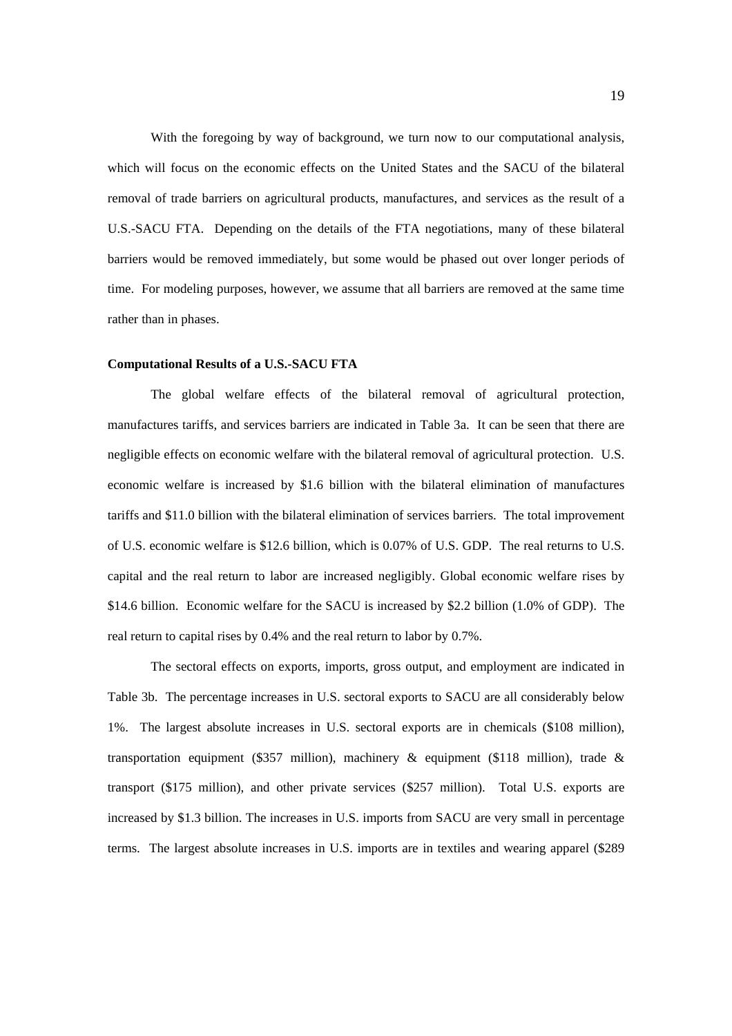With the foregoing by way of background, we turn now to our computational analysis, which will focus on the economic effects on the United States and the SACU of the bilateral removal of trade barriers on agricultural products, manufactures, and services as the result of a U.S.-SACU FTA. Depending on the details of the FTA negotiations, many of these bilateral barriers would be removed immediately, but some would be phased out over longer periods of time. For modeling purposes, however, we assume that all barriers are removed at the same time rather than in phases.

**Computational Results of a U.S.-SACU FTA**

The global welfare effects of the bilateral removal of agricultural protection, manufactures tariffs, and services barriers are indicated in Table 3a. It can be seen that there are negligible effects on economic welfare with the bilateral removal of agricultural protection. U.S. economic welfare is increased by $1.6 billion with the bilateral elimination of manufactures tariffs and $11.0 billion with the bilateral elimination of services barriers. The total improvement of U.S. economic welfare is $12.6 billion, which is 0.07% of U.S. GDP. The real returns to U.S. capital and the real return to labor are increased negligibly. Global economic welfare rises by $14.6 billion. Economic welfare for the SACU is increased by $2.2 billion (1.0% of GDP). The real return to capital rises by 0.4% and the real return to labor by 0.7%.

The sectoral effects on exports, imports, gross output, and employment are indicated in Table 3b. The percentage increases in U.S. sectoral exports to SACU are all considerably below 1%. The largest absolute increases in U.S. sectoral exports are in chemicals ($108 million), transportation equipment ($357 million), machinery & equipment ($118 million), trade & transport ($175 million), and other private services ($257 million). Total U.S. exports are increased by $1.3 billion. The increases in U.S. imports from SACU are very small in percentage terms. The largest absolute increases in U.S. imports are in textiles and wearing apparel ($289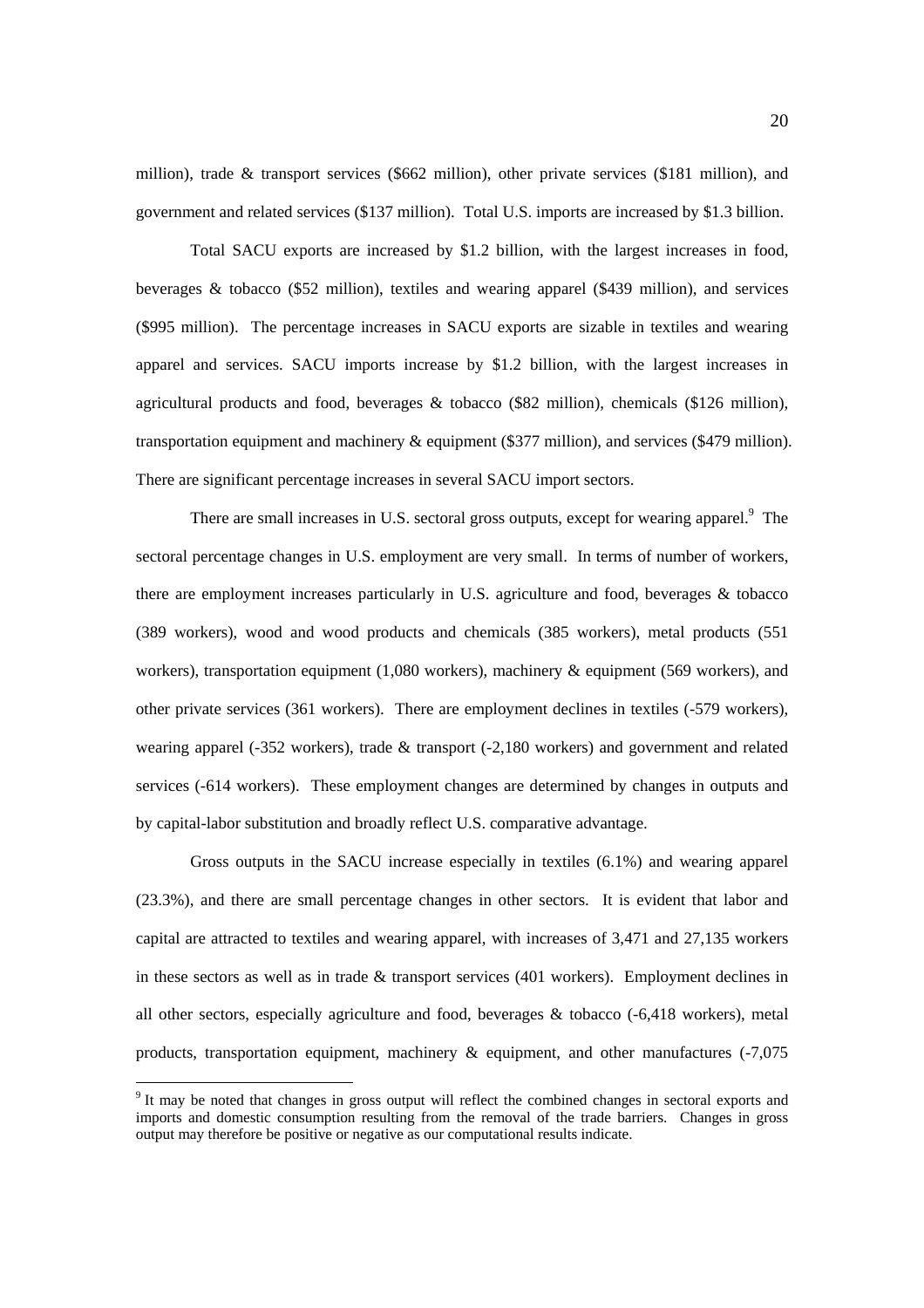million), trade & transport services ($662 million), other private services ($181 million), and government and related services ($137 million). Total U.S. imports are increased by $1.3 billion.

Total SACU exports are increased by $1.2 billion, with the largest increases in food, beverages & tobacco ($52 million), textiles and wearing apparel ($439 million), and services ($995 million). The percentage increases in SACU exports are sizable in textiles and wearing apparel and services. SACU imports increase by $1.2 billion, with the largest increases in agricultural products and food, beverages & tobacco ($82 million), chemicals ($126 million), transportation equipment and machinery & equipment ($377 million), and services ($479 million). There are significant percentage increases in several SACU import sectors.

There are small increases in U.S. sectoral gross outputs, except for wearing apparel.[9] The sectoral percentage changes in U.S. employment are very small. In terms of number of workers, there are employment increases particularly in U.S. agriculture and food, beverages & tobacco (389 workers), wood and wood products and chemicals (385 workers), metal products (551 workers), transportation equipment (1,080 workers), machinery & equipment (569 workers), and other private services (361 workers). There are employment declines in textiles (-579 workers), wearing apparel (-352 workers), trade & transport (-2,180 workers) and government and related services (-614 workers). These employment changes are determined by changes in outputs and by capital-labor substitution and broadly reflect U.S. comparative advantage.

Gross outputs in the SACU increase especially in textiles (6.1%) and wearing apparel (23.3%), and there are small percentage changes in other sectors. It is evident that labor and capital are attracted to textiles and wearing apparel, with increases of 3,471 and 27,135 workers in these sectors as well as in trade & transport services (401 workers). Employment declines in all other sectors, especially agriculture and food, beverages & tobacco (-6,418 workers), metal products, transportation equipment, machinery & equipment, and other manufactures (-7,075

[9] It may be noted that changes in gross output will reflect the combined changes in sectoral exports and imports and domestic consumption resulting from the removal of the trade barriers. Changes in gross output may therefore be positive or negative as our computational results indicate.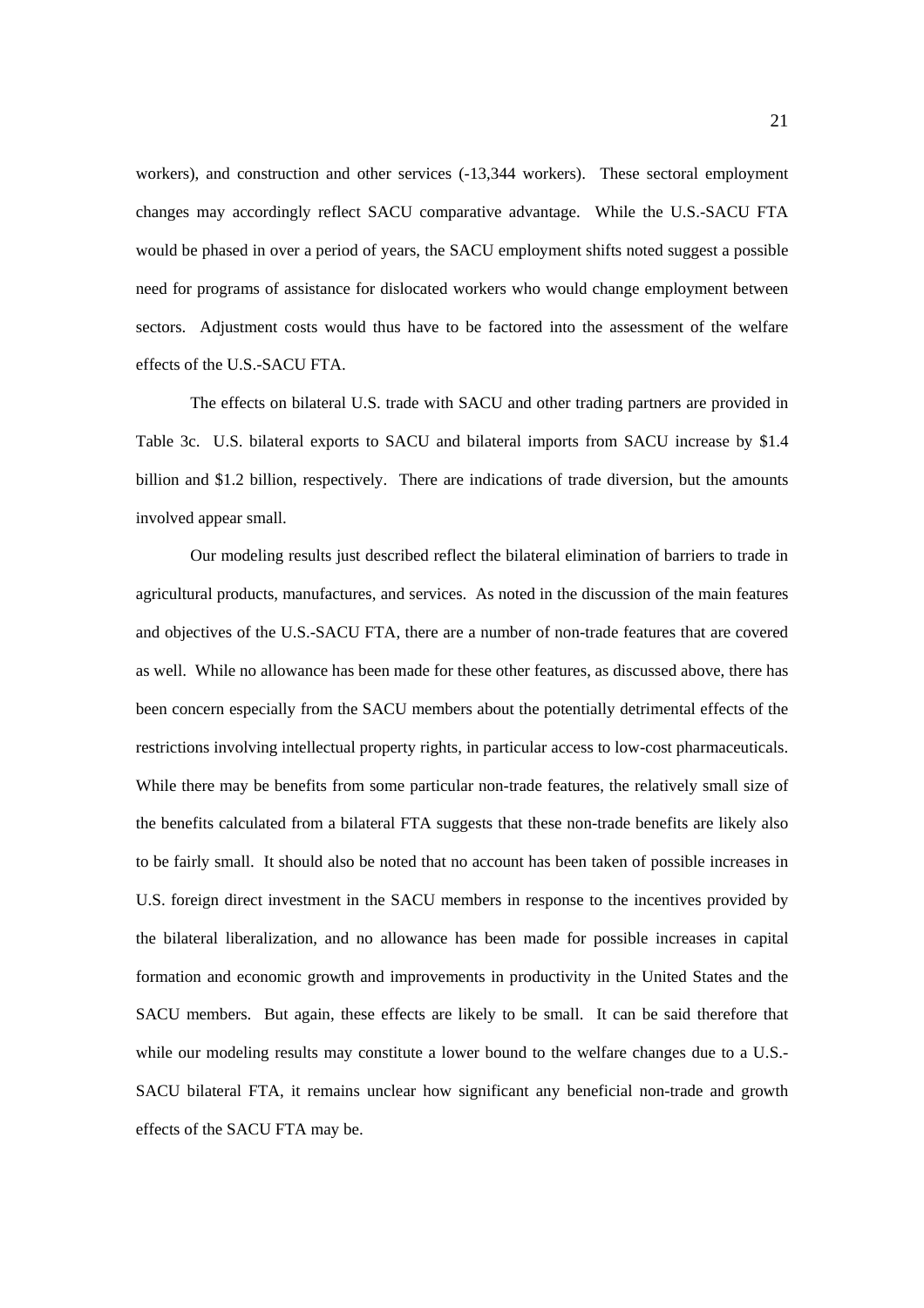workers), and construction and other services (-13,344 workers). These sectoral employment changes may accordingly reflect SACU comparative advantage. While the U.S.-SACU FTA would be phased in over a period of years, the SACU employment shifts noted suggest a possible need for programs of assistance for dislocated workers who would change employment between sectors. Adjustment costs would thus have to be factored into the assessment of the welfare effects of the U.S.-SACU FTA.

The effects on bilateral U.S. trade with SACU and other trading partners are provided in Table 3c. U.S. bilateral exports to SACU and bilateral imports from SACU increase by $1.4 billion and $1.2 billion, respectively. There are indications of trade diversion, but the amounts involved appear small.

Our modeling results just described reflect the bilateral elimination of barriers to trade in agricultural products, manufactures, and services. As noted in the discussion of the main features and objectives of the U.S.-SACU FTA, there are a number of non-trade features that are covered as well. While no allowance has been made for these other features, as discussed above, there has been concern especially from the SACU members about the potentially detrimental effects of the restrictions involving intellectual property rights, in particular access to low-cost pharmaceuticals. While there may be benefits from some particular non-trade features, the relatively small size of the benefits calculated from a bilateral FTA suggests that these non-trade benefits are likely also to be fairly small. It should also be noted that no account has been taken of possible increases in U.S. foreign direct investment in the SACU members in response to the incentives provided by the bilateral liberalization, and no allowance has been made for possible increases in capital formation and economic growth and improvements in productivity in the United States and the SACU members. But again, these effects are likely to be small. It can be said therefore that while our modeling results may constitute a lower bound to the welfare changes due to a U.S.-SACU bilateral FTA, it remains unclear how significant any beneficial non-trade and growth effects of the SACU FTA may be.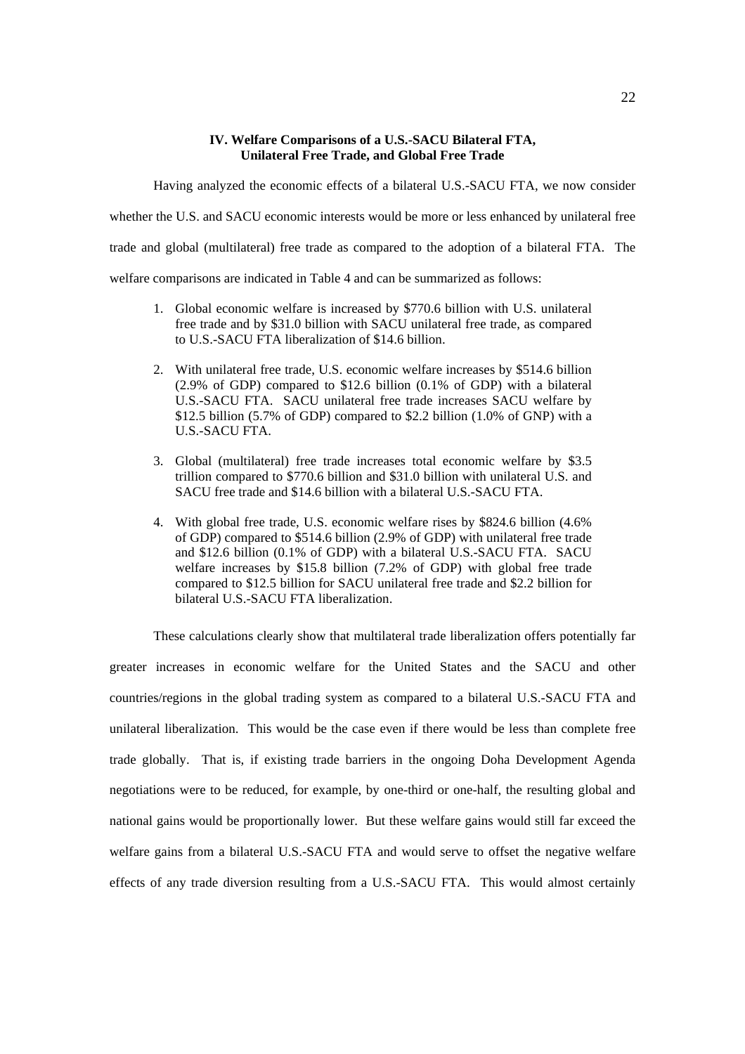## IV. Welfare Comparisons of a U.S.-SACU Bilateral FTA, Unilateral Free Trade, and Global Free Trade

Having analyzed the economic effects of a bilateral U.S.-SACU FTA, we now consider whether the U.S. and SACU economic interests would be more or less enhanced by unilateral free trade and global (multilateral) free trade as compared to the adoption of a bilateral FTA. The welfare comparisons are indicated in Table 4 and can be summarized as follows:

1. Global economic welfare is increased by $770.6 billion with U.S. unilateral free trade and by $31.0 billion with SACU unilateral free trade, as compared to U.S.-SACU FTA liberalization of $14.6 billion.

2. With unilateral free trade, U.S. economic welfare increases by $514.6 billion (2.9% of GDP) compared to $12.6 billion (0.1% of GDP) with a bilateral U.S.-SACU FTA. SACU unilateral free trade increases SACU welfare by $12.5 billion (5.7% of GDP) compared to $2.2 billion (1.0% of GNP) with a U.S.-SACU FTA.

3. Global (multilateral) free trade increases total economic welfare by $3.5 trillion compared to $770.6 billion and $31.0 billion with unilateral U.S. and SACU free trade and $14.6 billion with a bilateral U.S.-SACU FTA.

4. With global free trade, U.S. economic welfare rises by $824.6 billion (4.6% of GDP) compared to $514.6 billion (2.9% of GDP) with unilateral free trade and $12.6 billion (0.1% of GDP) with a bilateral U.S.-SACU FTA. SACU welfare increases by $15.8 billion (7.2% of GDP) with global free trade compared to $12.5 billion for SACU unilateral free trade and $2.2 billion for bilateral U.S.-SACU FTA liberalization.

These calculations clearly show that multilateral trade liberalization offers potentially far greater increases in economic welfare for the United States and the SACU and other countries/regions in the global trading system as compared to a bilateral U.S.-SACU FTA and unilateral liberalization. This would be the case even if there would be less than complete free trade globally. That is, if existing trade barriers in the ongoing Doha Development Agenda negotiations were to be reduced, for example, by one-third or one-half, the resulting global and national gains would be proportionally lower. But these welfare gains would still far exceed the welfare gains from a bilateral U.S.-SACU FTA and would serve to offset the negative welfare effects of any trade diversion resulting from a U.S.-SACU FTA. This would almost certainly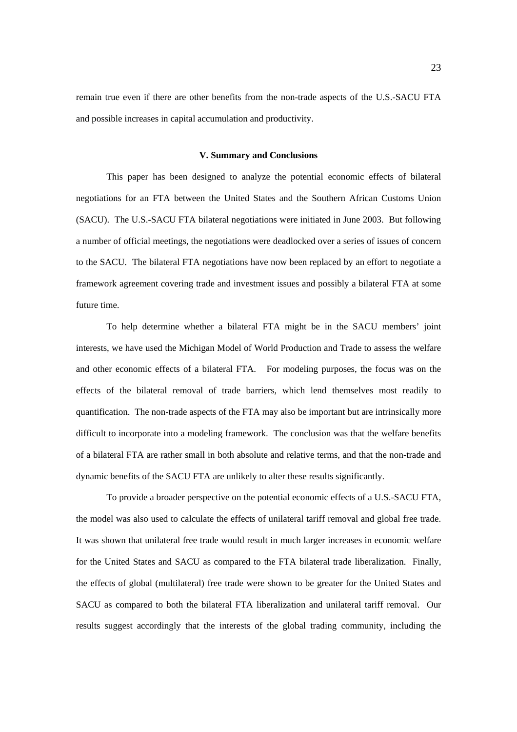remain true even if there are other benefits from the non-trade aspects of the U.S.-SACU FTA and possible increases in capital accumulation and productivity.

## V. Summary and Conclusions

This paper has been designed to analyze the potential economic effects of bilateral negotiations for an FTA between the United States and the Southern African Customs Union (SACU). The U.S.-SACU FTA bilateral negotiations were initiated in June 2003. But following a number of official meetings, the negotiations were deadlocked over a series of issues of concern to the SACU. The bilateral FTA negotiations have now been replaced by an effort to negotiate a framework agreement covering trade and investment issues and possibly a bilateral FTA at some future time.

To help determine whether a bilateral FTA might be in the SACU members' joint interests, we have used the Michigan Model of World Production and Trade to assess the welfare and other economic effects of a bilateral FTA. For modeling purposes, the focus was on the effects of the bilateral removal of trade barriers, which lend themselves most readily to quantification. The non-trade aspects of the FTA may also be important but are intrinsically more difficult to incorporate into a modeling framework. The conclusion was that the welfare benefits of a bilateral FTA are rather small in both absolute and relative terms, and that the non-trade and dynamic benefits of the SACU FTA are unlikely to alter these results significantly.

To provide a broader perspective on the potential economic effects of a U.S.-SACU FTA, the model was also used to calculate the effects of unilateral tariff removal and global free trade. It was shown that unilateral free trade would result in much larger increases in economic welfare for the United States and SACU as compared to the FTA bilateral trade liberalization. Finally, the effects of global (multilateral) free trade were shown to be greater for the United States and SACU as compared to both the bilateral FTA liberalization and unilateral tariff removal. Our results suggest accordingly that the interests of the global trading community, including the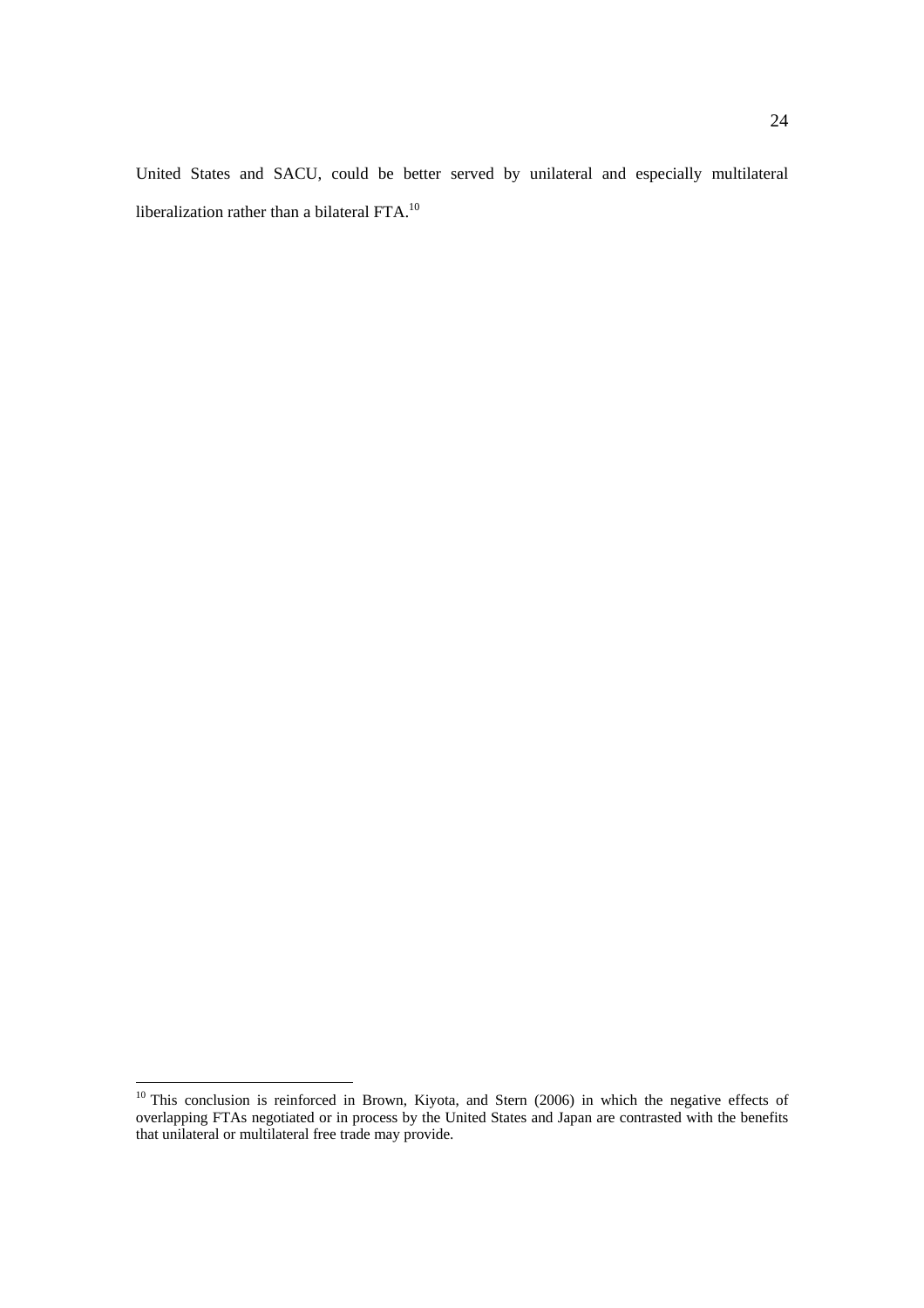United States and SACU, could be better served by unilateral and especially multilateral liberalization rather than a bilateral FTA.[10]

[10] This conclusion is reinforced in Brown, Kiyota, and Stern (2006) in which the negative effects of overlapping FTAs negotiated or in process by the United States and Japan are contrasted with the benefits that unilateral or multilateral free trade may provide.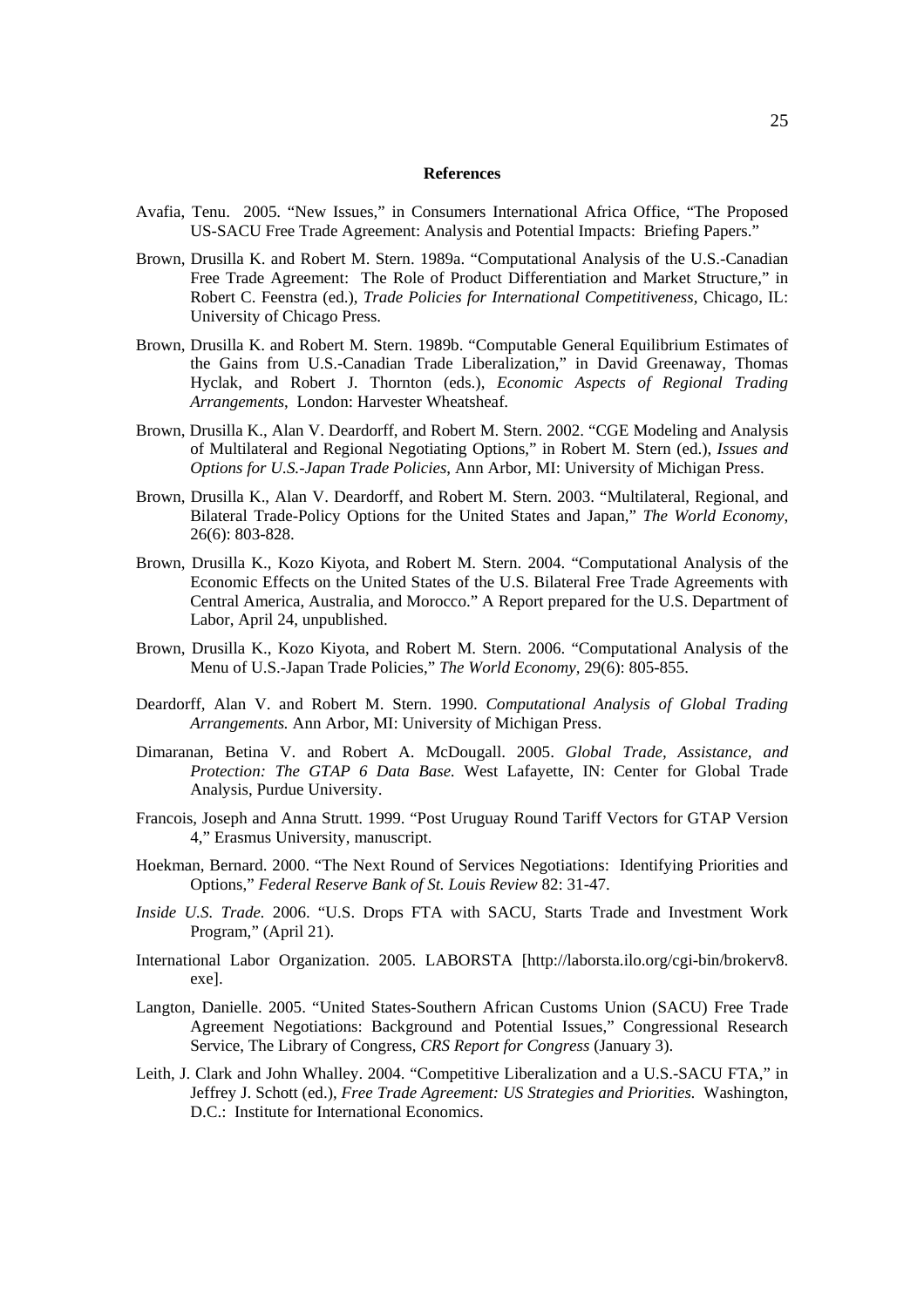**References**

Avafia, Tenu. 2005. "New Issues," in Consumers International Africa Office, "The Proposed US-SACU Free Trade Agreement: Analysis and Potential Impacts: Briefing Papers."

Brown, Drusilla K. and Robert M. Stern. 1989a. "Computational Analysis of the U.S.-Canadian Free Trade Agreement: The Role of Product Differentiation and Market Structure," in Robert C. Feenstra (ed.), *Trade Policies for International Competitiveness*, Chicago, IL: University of Chicago Press.

Brown, Drusilla K. and Robert M. Stern. 1989b. "Computable General Equilibrium Estimates of the Gains from U.S.-Canadian Trade Liberalization," in David Greenaway, Thomas Hyclak, and Robert J. Thornton (eds.), *Economic Aspects of Regional Trading Arrangements*, London: Harvester Wheatsheaf.

Brown, Drusilla K., Alan V. Deardorff, and Robert M. Stern. 2002. "CGE Modeling and Analysis of Multilateral and Regional Negotiating Options," in Robert M. Stern (ed.), *Issues and Options for U.S.-Japan Trade Policies*, Ann Arbor, MI: University of Michigan Press.

Brown, Drusilla K., Alan V. Deardorff, and Robert M. Stern. 2003. "Multilateral, Regional, and Bilateral Trade-Policy Options for the United States and Japan," *The World Economy*, 26(6): 803-828.

Brown, Drusilla K., Kozo Kiyota, and Robert M. Stern. 2004. "Computational Analysis of the Economic Effects on the United States of the U.S. Bilateral Free Trade Agreements with Central America, Australia, and Morocco." A Report prepared for the U.S. Department of Labor, April 24, unpublished.

Brown, Drusilla K., Kozo Kiyota, and Robert M. Stern. 2006. "Computational Analysis of the Menu of U.S.-Japan Trade Policies," *The World Economy*, 29(6): 805-855.

Deardorff, Alan V. and Robert M. Stern. 1990. *Computational Analysis of Global Trading Arrangements.* Ann Arbor, MI: University of Michigan Press.

Dimaranan, Betina V. and Robert A. McDougall. 2005. *Global Trade, Assistance, and Protection: The GTAP 6 Data Base.* West Lafayette, IN: Center for Global Trade Analysis, Purdue University.

Francois, Joseph and Anna Strutt. 1999. "Post Uruguay Round Tariff Vectors for GTAP Version 4," Erasmus University, manuscript.

Hoekman, Bernard. 2000. "The Next Round of Services Negotiations: Identifying Priorities and Options," *Federal Reserve Bank of St. Louis Review* 82: 31-47.

*Inside U.S. Trade.* 2006. "U.S. Drops FTA with SACU, Starts Trade and Investment Work Program," (April 21).

International Labor Organization. 2005. LABORSTA [http://laborsta.ilo.org/cgi-bin/brokerv8.exe].

Langton, Danielle. 2005. "United States-Southern African Customs Union (SACU) Free Trade Agreement Negotiations: Background and Potential Issues," Congressional Research Service, The Library of Congress, *CRS Report for Congress* (January 3).

Leith, J. Clark and John Whalley. 2004. "Competitive Liberalization and a U.S.-SACU FTA," in Jeffrey J. Schott (ed.), *Free Trade Agreement: US Strategies and Priorities.* Washington, D.C.: Institute for International Economics.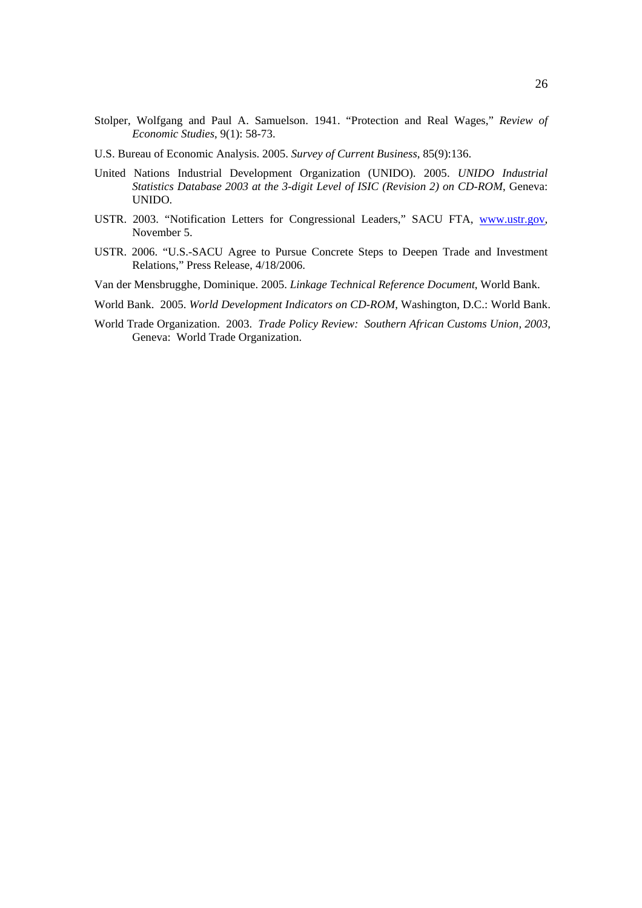Stolper, Wolfgang and Paul A. Samuelson. 1941. "Protection and Real Wages," *Review of Economic Studies*, 9(1): 58-73.

U.S. Bureau of Economic Analysis. 2005. *Survey of Current Business*, 85(9):136.

United Nations Industrial Development Organization (UNIDO). 2005. *UNIDO Industrial Statistics Database 2003 at the 3-digit Level of ISIC (Revision 2) on CD-ROM*, Geneva: UNIDO.

USTR. 2003. "Notification Letters for Congressional Leaders," SACU FTA, www.ustr.gov, November 5.

USTR. 2006. "U.S.-SACU Agree to Pursue Concrete Steps to Deepen Trade and Investment Relations," Press Release, 4/18/2006.

Van der Mensbrugghe, Dominique. 2005. *Linkage Technical Reference Document*, World Bank.

World Bank. 2005. *World Development Indicators on CD-ROM*, Washington, D.C.: World Bank.

World Trade Organization. 2003. *Trade Policy Review: Southern African Customs Union, 2003*, Geneva: World Trade Organization.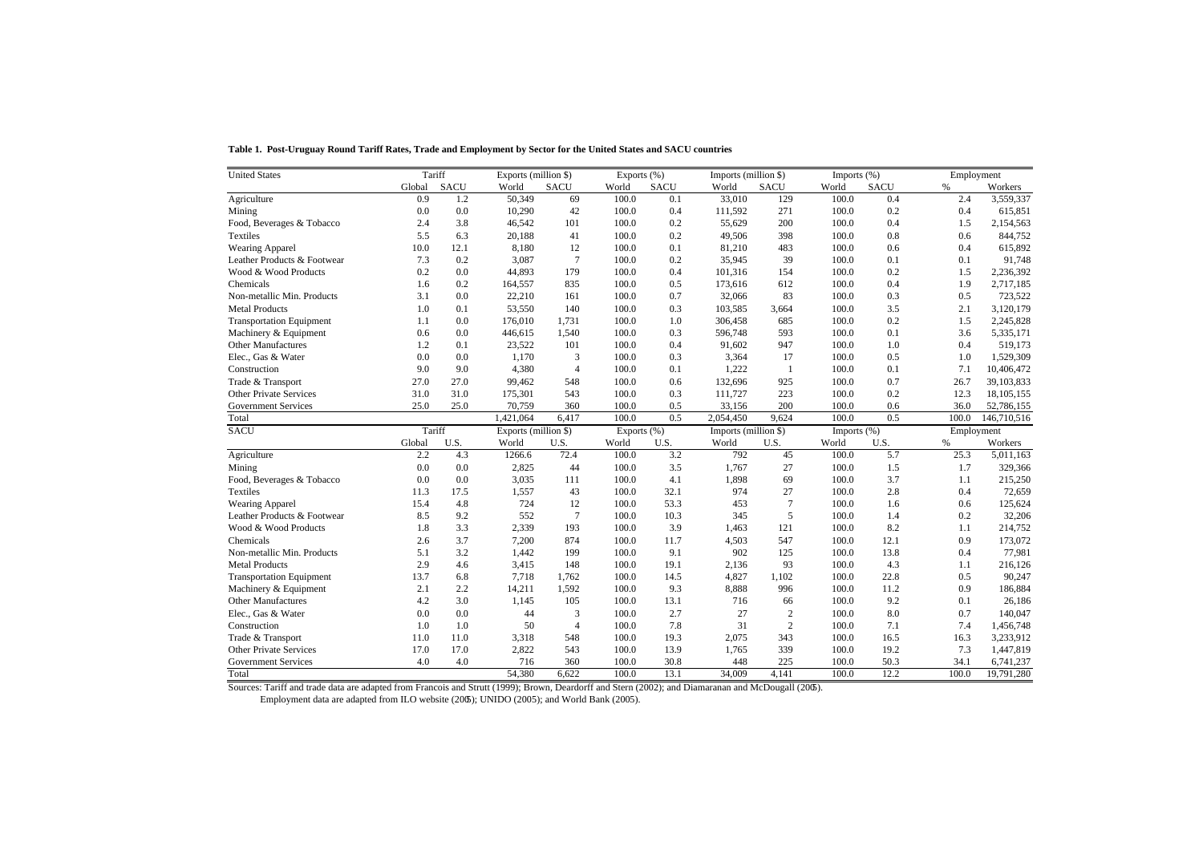**Table 1. Post-Uruguay Round Tariff Rates, Trade and Employment by Sector for the United States and SACU countries**

| United States | Tariff | | Exports (million $) | | Exports (%) | | Imports (million $) | | Imports (%) | | Employment | |
|---|---|---|---|---|---|---|---|---|---|---|---|---|
| | Global | SACU | World | SACU | World | SACU | World | SACU | World | SACU | % | Workers |
| Agriculture | 0.9 | 1.2 | 50,349 | 69 | 100.0 | 0.1 | 33,010 | 129 | 100.0 | 0.4 | 2.4 | 3,559,337 |
| Mining | 0.0 | 0.0 | 10,290 | 42 | 100.0 | 0.4 | 111,592 | 271 | 100.0 | 0.2 | 0.4 | 615,851 |
| Food, Beverages & Tobacco | 2.4 | 3.8 | 46,542 | 101 | 100.0 | 0.2 | 55,629 | 200 | 100.0 | 0.4 | 1.5 | 2,154,563 |
| Textiles | 5.5 | 6.3 | 20,188 | 41 | 100.0 | 0.2 | 49,506 | 398 | 100.0 | 0.8 | 0.6 | 844,752 |
| Wearing Apparel | 10.0 | 12.1 | 8,180 | 12 | 100.0 | 0.1 | 81,210 | 483 | 100.0 | 0.6 | 0.4 | 615,892 |
| Leather Products & Footwear | 7.3 | 0.2 | 3,087 | 7 | 100.0 | 0.2 | 35,945 | 39 | 100.0 | 0.1 | 0.1 | 91,748 |
| Wood & Wood Products | 0.2 | 0.0 | 44,893 | 179 | 100.0 | 0.4 | 101,316 | 154 | 100.0 | 0.2 | 1.5 | 2,236,392 |
| Chemicals | 1.6 | 0.2 | 164,557 | 835 | 100.0 | 0.5 | 173,616 | 612 | 100.0 | 0.4 | 1.9 | 2,717,185 |
| Non-metallic Min. Products | 3.1 | 0.0 | 22,210 | 161 | 100.0 | 0.7 | 32,066 | 83 | 100.0 | 0.3 | 0.5 | 723,522 |
| Metal Products | 1.0 | 0.1 | 53,550 | 140 | 100.0 | 0.3 | 103,585 | 3,664 | 100.0 | 3.5 | 2.1 | 3,120,179 |
| Transportation Equipment | 1.1 | 0.0 | 176,010 | 1,731 | 100.0 | 1.0 | 306,458 | 685 | 100.0 | 0.2 | 1.5 | 2,245,828 |
| Machinery & Equipment | 0.6 | 0.0 | 446,615 | 1,540 | 100.0 | 0.3 | 596,748 | 593 | 100.0 | 0.1 | 3.6 | 5,335,171 |
| Other Manufactures | 1.2 | 0.1 | 23,522 | 101 | 100.0 | 0.4 | 91,602 | 947 | 100.0 | 1.0 | 0.4 | 519,173 |
| Elec., Gas & Water | 0.0 | 0.0 | 1,170 | 3 | 100.0 | 0.3 | 3,364 | 17 | 100.0 | 0.5 | 1.0 | 1,529,309 |
| Construction | 9.0 | 9.0 | 4,380 | 4 | 100.0 | 0.1 | 1,222 | 1 | 100.0 | 0.1 | 7.1 | 10,406,472 |
| Trade & Transport | 27.0 | 27.0 | 99,462 | 548 | 100.0 | 0.6 | 132,696 | 925 | 100.0 | 0.7 | 26.7 | 39,103,833 |
| Other Private Services | 31.0 | 31.0 | 175,301 | 543 | 100.0 | 0.3 | 111,727 | 223 | 100.0 | 0.2 | 12.3 | 18,105,155 |
| Government Services | 25.0 | 25.0 | 70,759 | 360 | 100.0 | 0.5 | 33,156 | 200 | 100.0 | 0.6 | 36.0 | 52,786,155 |
| Total | | | 1,421,064 | 6,417 | 100.0 | 0.5 | 2,054,450 | 9,624 | 100.0 | 0.5 | 100.0 | 146,710,516 |
| **SACU** | Tariff | | Exports (million $) | | Exports (%) | | Imports (million $) | | Imports (%) | | Employment | |
| | Global | U.S. | World | U.S. | World | U.S. | World | U.S. | World | U.S. | % | Workers |
| Agriculture | 2.2 | 4.3 | 1266.6 | 72.4 | 100.0 | 3.2 | 792 | 45 | 100.0 | 5.7 | 25.3 | 5,011,163 |
| Mining | 0.0 | 0.0 | 2,825 | 44 | 100.0 | 3.5 | 1,767 | 27 | 100.0 | 1.5 | 1.7 | 329,366 |
| Food, Beverages & Tobacco | 0.0 | 0.0 | 3,035 | 111 | 100.0 | 4.1 | 1,898 | 69 | 100.0 | 3.7 | 1.1 | 215,250 |
| Textiles | 11.3 | 17.5 | 1,557 | 43 | 100.0 | 32.1 | 974 | 27 | 100.0 | 2.8 | 0.4 | 72,659 |
| Wearing Apparel | 15.4 | 4.8 | 724 | 12 | 100.0 | 53.3 | 453 | 7 | 100.0 | 1.6 | 0.6 | 125,624 |
| Leather Products & Footwear | 8.5 | 9.2 | 552 | 7 | 100.0 | 10.3 | 345 | 5 | 100.0 | 1.4 | 0.2 | 32,206 |
| Wood & Wood Products | 1.8 | 3.3 | 2,339 | 193 | 100.0 | 3.9 | 1,463 | 121 | 100.0 | 8.2 | 1.1 | 214,752 |
| Chemicals | 2.6 | 3.7 | 7,200 | 874 | 100.0 | 11.7 | 4,503 | 547 | 100.0 | 12.1 | 0.9 | 173,072 |
| Non-metallic Min. Products | 5.1 | 3.2 | 1,442 | 199 | 100.0 | 9.1 | 902 | 125 | 100.0 | 13.8 | 0.4 | 77,981 |
| Metal Products | 2.9 | 4.6 | 3,415 | 148 | 100.0 | 19.1 | 2,136 | 93 | 100.0 | 4.3 | 1.1 | 216,126 |
| Transportation Equipment | 13.7 | 6.8 | 7,718 | 1,762 | 100.0 | 14.5 | 4,827 | 1,102 | 100.0 | 22.8 | 0.5 | 90,247 |
| Machinery & Equipment | 2.1 | 2.2 | 14,211 | 1,592 | 100.0 | 9.3 | 8,888 | 996 | 100.0 | 11.2 | 0.9 | 186,884 |
| Other Manufactures | 4.2 | 3.0 | 1,145 | 105 | 100.0 | 13.1 | 716 | 66 | 100.0 | 9.2 | 0.1 | 26,186 |
| Elec., Gas & Water | 0.0 | 0.0 | 44 | 3 | 100.0 | 2.7 | 27 | 2 | 100.0 | 8.0 | 0.7 | 140,047 |
| Construction | 1.0 | 1.0 | 50 | 4 | 100.0 | 7.8 | 31 | 2 | 100.0 | 7.1 | 7.4 | 1,456,748 |
| Trade & Transport | 11.0 | 11.0 | 3,318 | 548 | 100.0 | 19.3 | 2,075 | 343 | 100.0 | 16.5 | 16.3 | 3,233,912 |
| Other Private Services | 17.0 | 17.0 | 2,822 | 543 | 100.0 | 13.9 | 1,765 | 339 | 100.0 | 19.2 | 7.3 | 1,447,819 |
| Government Services | 4.0 | 4.0 | 716 | 360 | 100.0 | 30.8 | 448 | 225 | 100.0 | 50.3 | 34.1 | 6,741,237 |
| Total | | | 54,380 | 6,622 | 100.0 | 13.1 | 34,009 | 4,141 | 100.0 | 12.2 | 100.0 | 19,791,280 |

Sources: Tariff and trade data are adapted from Francois and Strutt (1999); Brown, Deardorff and Stern (2002); and Diamaranan and McDougall (2005).
Employment data are adapted from ILO website (2005); UNIDO (2005); and World Bank (2005).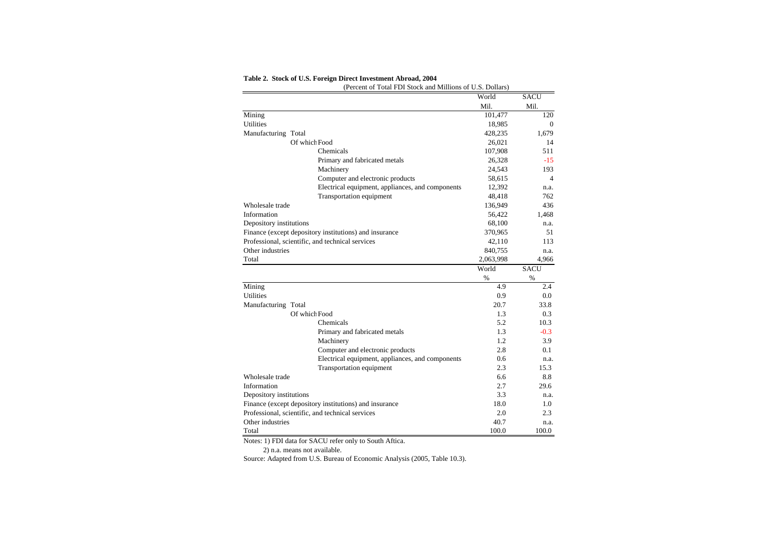**Table 2. Stock of U.S. Foreign Direct Investment Abroad, 2004**

(Percent of Total FDI Stock and Millions of U.S. Dollars)

| | | World | SACU |
|---|---|---|---|
| | | Mil. | Mil. |
| Mining | | 101,477 | 120 |
| Utilities | | 18,985 | 0 |
| Manufacturing Total | | 428,235 | 1,679 |
| Of which | Food | 26,021 | 14 |
| | Chemicals | 107,908 | 511 |
| | Primary and fabricated metals | 26,328 | -15 |
| | Machinery | 24,543 | 193 |
| | Computer and electronic products | 58,615 | 4 |
| | Electrical equipment, appliances, and components | 12,392 | n.a. |
| | Transportation equipment | 48,418 | 762 |
| Wholesale trade | | 136,949 | 436 |
| Information | | 56,422 | 1,468 |
| Depository institutions | | 68,100 | n.a. |
| Finance (except depository institutions) and insurance | | 370,965 | 51 |
| Professional, scientific, and technical services | | 42,110 | 113 |
| Other industries | | 840,755 | n.a. |
| Total | | 2,063,998 | 4,966 |
| | | World | SACU |
| | | % | % |
| Mining | | 4.9 | 2.4 |
| Utilities | | 0.9 | 0.0 |
| Manufacturing Total | | 20.7 | 33.8 |
| Of which | Food | 1.3 | 0.3 |
| | Chemicals | 5.2 | 10.3 |
| | Primary and fabricated metals | 1.3 | -0.3 |
| | Machinery | 1.2 | 3.9 |
| | Computer and electronic products | 2.8 | 0.1 |
| | Electrical equipment, appliances, and components | 0.6 | n.a. |
| | Transportation equipment | 2.3 | 15.3 |
| Wholesale trade | | 6.6 | 8.8 |
| Information | | 2.7 | 29.6 |
| Depository institutions | | 3.3 | n.a. |
| Finance (except depository institutions) and insurance | | 18.0 | 1.0 |
| Professional, scientific, and technical services | | 2.0 | 2.3 |
| Other industries | | 40.7 | n.a. |
| Total | | 100.0 | 100.0 |

Notes: 1) FDI data for SACU refer only to South Aftica.

2) n.a. means not available.

Source: Adapted from U.S. Bureau of Economic Analysis (2005, Table 10.3).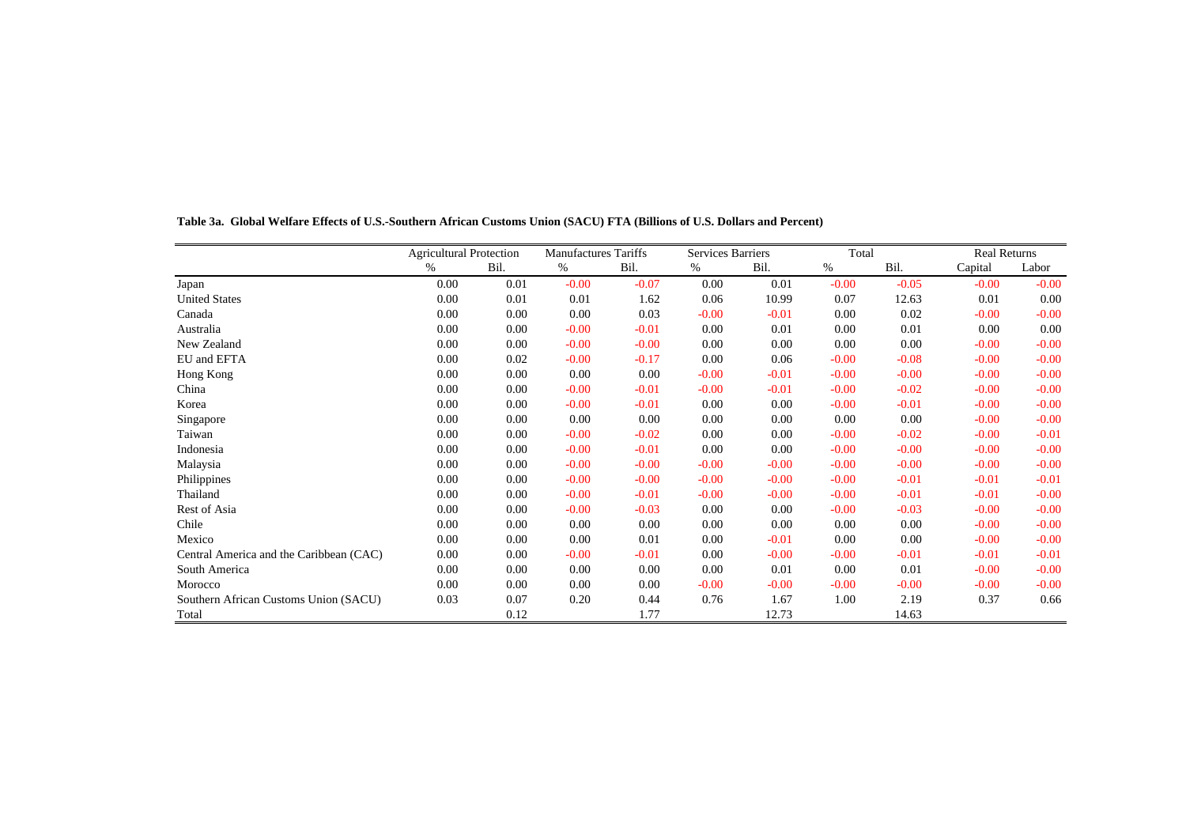**Table 3a. Global Welfare Effects of U.S.-Southern African Customs Union (SACU) FTA (Billions of U.S. Dollars and Percent)**

| | Agricultural Protection | | Manufactures Tariffs | | Services Barriers | | Total | | Real Returns | |
|---|---|---|---|---|---|---|---|---|---|---|
| | % | Bil. | % | Bil. | % | Bil. | % | Bil. | Capital | Labor |
| Japan | 0.00 | 0.01 | -0.00 | -0.07 | 0.00 | 0.01 | -0.00 | -0.05 | -0.00 | -0.00 |
| United States | 0.00 | 0.01 | 0.01 | 1.62 | 0.06 | 10.99 | 0.07 | 12.63 | 0.01 | 0.00 |
| Canada | 0.00 | 0.00 | 0.00 | 0.03 | -0.00 | -0.01 | 0.00 | 0.02 | -0.00 | -0.00 |
| Australia | 0.00 | 0.00 | -0.00 | -0.01 | 0.00 | 0.01 | 0.00 | 0.01 | 0.00 | 0.00 |
| New Zealand | 0.00 | 0.00 | -0.00 | -0.00 | 0.00 | 0.00 | 0.00 | 0.00 | -0.00 | -0.00 |
| EU and EFTA | 0.00 | 0.02 | -0.00 | -0.17 | 0.00 | 0.06 | -0.00 | -0.08 | -0.00 | -0.00 |
| Hong Kong | 0.00 | 0.00 | 0.00 | 0.00 | -0.00 | -0.01 | -0.00 | -0.00 | -0.00 | -0.00 |
| China | 0.00 | 0.00 | -0.00 | -0.01 | -0.00 | -0.01 | -0.00 | -0.02 | -0.00 | -0.00 |
| Korea | 0.00 | 0.00 | -0.00 | -0.01 | 0.00 | 0.00 | -0.00 | -0.01 | -0.00 | -0.00 |
| Singapore | 0.00 | 0.00 | 0.00 | 0.00 | 0.00 | 0.00 | 0.00 | 0.00 | -0.00 | -0.00 |
| Taiwan | 0.00 | 0.00 | -0.00 | -0.02 | 0.00 | 0.00 | -0.00 | -0.02 | -0.00 | -0.01 |
| Indonesia | 0.00 | 0.00 | -0.00 | -0.01 | 0.00 | 0.00 | -0.00 | -0.00 | -0.00 | -0.00 |
| Malaysia | 0.00 | 0.00 | -0.00 | -0.00 | -0.00 | -0.00 | -0.00 | -0.00 | -0.00 | -0.00 |
| Philippines | 0.00 | 0.00 | -0.00 | -0.00 | -0.00 | -0.00 | -0.00 | -0.01 | -0.01 | -0.01 |
| Thailand | 0.00 | 0.00 | -0.00 | -0.01 | -0.00 | -0.00 | -0.00 | -0.01 | -0.01 | -0.00 |
| Rest of Asia | 0.00 | 0.00 | -0.00 | -0.03 | 0.00 | 0.00 | -0.00 | -0.03 | -0.00 | -0.00 |
| Chile | 0.00 | 0.00 | 0.00 | 0.00 | 0.00 | 0.00 | 0.00 | 0.00 | -0.00 | -0.00 |
| Mexico | 0.00 | 0.00 | 0.00 | 0.01 | 0.00 | -0.01 | 0.00 | 0.00 | -0.00 | -0.00 |
| Central America and the Caribbean (CAC) | 0.00 | 0.00 | -0.00 | -0.01 | 0.00 | -0.00 | -0.00 | -0.01 | -0.01 | -0.01 |
| South America | 0.00 | 0.00 | 0.00 | 0.00 | 0.00 | 0.01 | 0.00 | 0.01 | -0.00 | -0.00 |
| Morocco | 0.00 | 0.00 | 0.00 | 0.00 | -0.00 | -0.00 | -0.00 | -0.00 | -0.00 | -0.00 |
| Southern African Customs Union (SACU) | 0.03 | 0.07 | 0.20 | 0.44 | 0.76 | 1.67 | 1.00 | 2.19 | 0.37 | 0.66 |
| Total | | 0.12 | | 1.77 | | 12.73 | | 14.63 | | |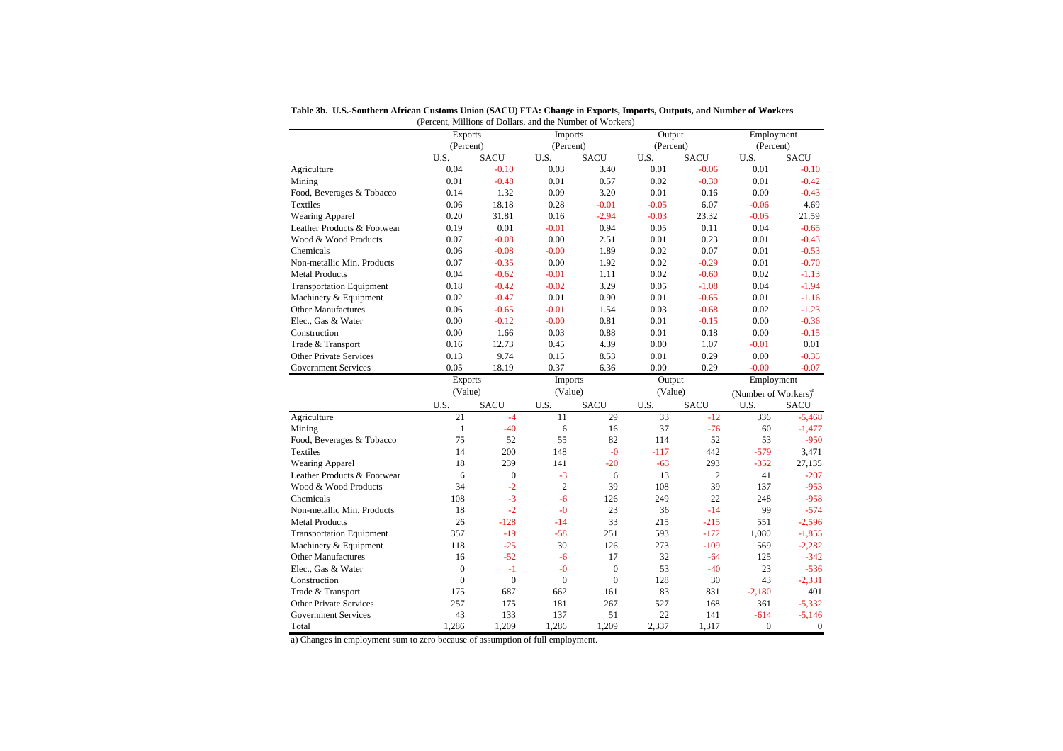**Table 3b. U.S.-Southern African Customs Union (SACU) FTA: Change in Exports, Imports, Outputs, and Number of Workers**
(Percent, Millions of Dollars, and the Number of Workers)

| | Exports (Percent) | | Imports (Percent) | | Output (Percent) | | Employment (Percent) | |
|---|---|---|---|---|---|---|---|---|
| | U.S. | SACU | U.S. | SACU | U.S. | SACU | U.S. | SACU |
| Agriculture | 0.04 | -0.10 | 0.03 | 3.40 | 0.01 | -0.06 | 0.01 | -0.10 |
| Mining | 0.01 | -0.48 | 0.01 | 0.57 | 0.02 | -0.30 | 0.01 | -0.42 |
| Food, Beverages & Tobacco | 0.14 | 1.32 | 0.09 | 3.20 | 0.01 | 0.16 | 0.00 | -0.43 |
| Textiles | 0.06 | 18.18 | 0.28 | -0.01 | -0.05 | 6.07 | -0.06 | 4.69 |
| Wearing Apparel | 0.20 | 31.81 | 0.16 | -2.94 | -0.03 | 23.32 | -0.05 | 21.59 |
| Leather Products & Footwear | 0.19 | 0.01 | -0.01 | 0.94 | 0.05 | 0.11 | 0.04 | -0.65 |
| Wood & Wood Products | 0.07 | -0.08 | 0.00 | 2.51 | 0.01 | 0.23 | 0.01 | -0.43 |
| Chemicals | 0.06 | -0.08 | -0.00 | 1.89 | 0.02 | 0.07 | 0.01 | -0.53 |
| Non-metallic Min. Products | 0.07 | -0.35 | 0.00 | 1.92 | 0.02 | -0.29 | 0.01 | -0.70 |
| Metal Products | 0.04 | -0.62 | -0.01 | 1.11 | 0.02 | -0.60 | 0.02 | -1.13 |
| Transportation Equipment | 0.18 | -0.42 | -0.02 | 3.29 | 0.05 | -1.08 | 0.04 | -1.94 |
| Machinery & Equipment | 0.02 | -0.47 | 0.01 | 0.90 | 0.01 | -0.65 | 0.01 | -1.16 |
| Other Manufactures | 0.06 | -0.65 | -0.01 | 1.54 | 0.03 | -0.68 | 0.02 | -1.23 |
| Elec., Gas & Water | 0.00 | -0.12 | -0.00 | 0.81 | 0.01 | -0.15 | 0.00 | -0.36 |
| Construction | 0.00 | 1.66 | 0.03 | 0.88 | 0.01 | 0.18 | 0.00 | -0.15 |
| Trade & Transport | 0.16 | 12.73 | 0.45 | 4.39 | 0.00 | 1.07 | -0.01 | 0.01 |
| Other Private Services | 0.13 | 9.74 | 0.15 | 8.53 | 0.01 | 0.29 | 0.00 | -0.35 |
| Government Services | 0.05 | 18.19 | 0.37 | 6.36 | 0.00 | 0.29 | -0.00 | -0.07 |
| | **Exports (Value)** | | **Imports (Value)** | | **Output (Value)** | | **Employment (Number of Workers)[a]** | |
| | U.S. | SACU | U.S. | SACU | U.S. | SACU | U.S. | SACU |
| Agriculture | 21 | -4 | 11 | 29 | 33 | -12 | 336 | -5,468 |
| Mining | 1 | -40 | 6 | 16 | 37 | -76 | 60 | -1,477 |
| Food, Beverages & Tobacco | 75 | 52 | 55 | 82 | 114 | 52 | 53 | -950 |
| Textiles | 14 | 200 | 148 | -0 | -117 | 442 | -579 | 3,471 |
| Wearing Apparel | 18 | 239 | 141 | -20 | -63 | 293 | -352 | 27,135 |
| Leather Products & Footwear | 6 | 0 | -3 | 6 | 13 | 2 | 41 | -207 |
| Wood & Wood Products | 34 | -2 | 2 | 39 | 108 | 39 | 137 | -953 |
| Chemicals | 108 | -3 | -6 | 126 | 249 | 22 | 248 | -958 |
| Non-metallic Min. Products | 18 | -2 | -0 | 23 | 36 | -14 | 99 | -574 |
| Metal Products | 26 | -128 | -14 | 33 | 215 | -215 | 551 | -2,596 |
| Transportation Equipment | 357 | -19 | -58 | 251 | 593 | -172 | 1,080 | -1,855 |
| Machinery & Equipment | 118 | -25 | 30 | 126 | 273 | -109 | 569 | -2,282 |
| Other Manufactures | 16 | -52 | -6 | 17 | 32 | -64 | 125 | -342 |
| Elec., Gas & Water | 0 | -1 | -0 | 0 | 53 | -40 | 23 | -536 |
| Construction | 0 | 0 | 0 | 0 | 128 | 30 | 43 | -2,331 |
| Trade & Transport | 175 | 687 | 662 | 161 | 83 | 831 | -2,180 | 401 |
| Other Private Services | 257 | 175 | 181 | 267 | 527 | 168 | 361 | -5,332 |
| Government Services | 43 | 133 | 137 | 51 | 22 | 141 | -614 | -5,146 |
| Total | 1,286 | 1,209 | 1,286 | 1,209 | 2,337 | 1,317 | 0 | 0 |

a) Changes in employment sum to zero because of assumption of full employment.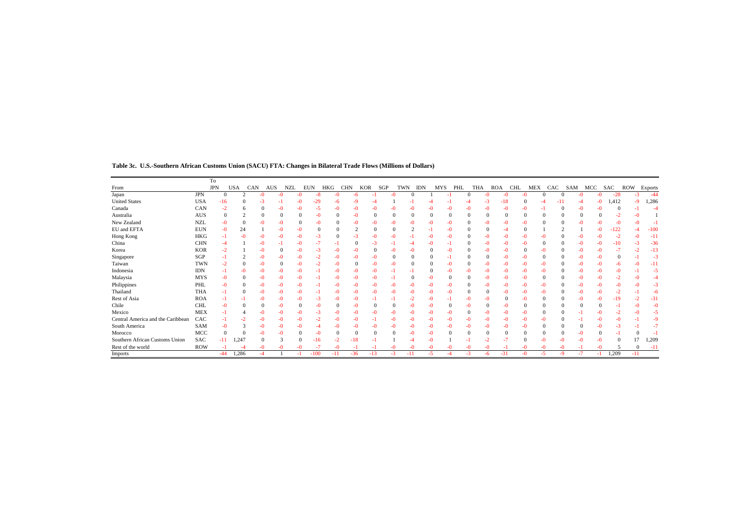**Table 3c. U.S.-Southern African Customs Union (SACU) FTA: Changes in Bilateral Trade Flows (Millions of Dollars)**

| From | | To JPN | USA | CAN | AUS | NZL | EUN | HKG | CHN | KOR | SGP | TWN | IDN | MYS | PHL | THA | ROA | CHL | MEX | CAC | SAM | MCC | SAC | ROW | Exports |
|---|---|---|---|---|---|---|---|---|---|---|---|---|---|---|---|---|---|---|---|---|---|---|---|---|---|
| Japan | JPN | 0 | 2 | -0 | -0 | -0 | -8 | -0 | -6 | -1 | -0 | 0 | 1 | -1 | 0 | -0 | -0 | -0 | 0 | 0 | -0 | -0 | -28 | -3 | -44 |
| United States | USA | -16 | 0 | -3 | -1 | -0 | -29 | -6 | -9 | -4 | 1 | -1 | -4 | -1 | -4 | -3 | -18 | 0 | -4 | -11 | -4 | -0 | 1,412 | -9 | 1,286 |
| Canada | CAN | -2 | 6 | 0 | -0 | -0 | -5 | -0 | -0 | -0 | -0 | -0 | -0 | -0 | -0 | -0 | -0 | -0 | -1 | 0 | -0 | -0 | 0 | -1 | -4 |
| Australia | AUS | 0 | 2 | 0 | 0 | 0 | -0 | 0 | -0 | 0 | 0 | 0 | 0 | 0 | 0 | 0 | 0 | 0 | 0 | 0 | 0 | 0 | -2 | -0 | 1 |
| New Zealand | NZL | -0 | 0 | -0 | -0 | 0 | -0 | 0 | -0 | -0 | -0 | -0 | -0 | -0 | 0 | -0 | -0 | -0 | 0 | 0 | -0 | -0 | -0 | -0 | -1 |
| EU and EFTA | EUN | -0 | 24 | 1 | -0 | -0 | 0 | 0 | 2 | 0 | 0 | 2 | -1 | -0 | 0 | 0 | -4 | 0 | 1 | 2 | 1 | -0 | -122 | -4 | -100 |
| Hong Kong | HKG | -1 | -0 | -0 | -0 | -0 | -3 | 0 | -3 | -0 | -0 | -1 | -0 | -0 | 0 | -0 | -0 | -0 | -0 | 0 | -0 | -0 | -2 | -0 | -11 |
| China | CHN | -4 | 1 | -0 | -1 | -0 | -7 | -1 | 0 | -3 | -1 | -4 | -0 | -1 | 0 | -0 | -0 | -0 | 0 | 0 | -0 | -0 | -10 | -3 | -36 |
| Korea | KOR | -2 | 1 | -0 | 0 | -0 | -3 | -0 | -0 | 0 | -0 | -0 | 0 | -0 | 0 | -0 | -0 | 0 | -0 | 0 | -0 | -0 | -7 | -2 | -13 |
| Singapore | SGP | -1 | 2 | -0 | -0 | -0 | -2 | -0 | -0 | -0 | 0 | 0 | 0 | -1 | 0 | 0 | -0 | -0 | 0 | 0 | -0 | -0 | 0 | -1 | -3 |
| Taiwan | TWN | -2 | 0 | -0 | 0 | -0 | -2 | -0 | 0 | -0 | -0 | 0 | 0 | -0 | 0 | -0 | -0 | -0 | -0 | 0 | -0 | -0 | -6 | -0 | -11 |
| Indonesia | IDN | -1 | -0 | -0 | -0 | -0 | -1 | -0 | -0 | -0 | -1 | -1 | 0 | -0 | -0 | -0 | -0 | -0 | -0 | 0 | -0 | -0 | -0 | -1 | -5 |
| Malaysia | MYS | -0 | 0 | -0 | -0 | -0 | -1 | -0 | -0 | -0 | -1 | 0 | -0 | 0 | 0 | -0 | -0 | -0 | 0 | 0 | -0 | -0 | -2 | -0 | -4 |
| Philippines | PHL | -0 | 0 | -0 | -0 | -0 | -1 | -0 | -0 | -0 | -0 | -0 | -0 | -0 | 0 | -0 | -0 | -0 | -0 | 0 | -0 | -0 | -0 | -0 | -3 |
| Thailand | THA | -1 | 0 | -0 | -0 | -0 | -1 | -0 | -0 | -0 | -0 | -0 | -0 | -0 | 0 | 0 | -0 | -0 | -0 | 0 | -0 | -0 | -2 | -1 | -6 |
| Rest of Asia | ROA | -1 | -1 | -0 | -0 | -0 | -3 | -0 | -0 | -1 | -1 | -2 | -0 | -1 | -0 | -0 | 0 | -0 | 0 | 0 | -0 | -0 | -19 | -2 | -31 |
| Chile | CHL | -0 | 0 | 0 | -0 | 0 | -0 | 0 | -0 | 0 | 0 | -0 | -0 | 0 | -0 | 0 | -0 | 0 | 0 | 0 | 0 | 0 | -1 | -0 | -0 |
| Mexico | MEX | -1 | 4 | -0 | -0 | -0 | -3 | -0 | -0 | -0 | -0 | -0 | -0 | -0 | 0 | -0 | -0 | -0 | 0 | 0 | -1 | -0 | -2 | -0 | -5 |
| Central America and the Caribbean | CAC | -1 | -2 | -0 | -0 | -0 | -2 | -0 | -0 | -1 | -0 | -0 | -0 | -0 | -0 | -0 | -0 | -0 | -0 | 0 | -1 | -0 | -0 | -1 | -9 |
| South America | SAM | -0 | 3 | -0 | -0 | -0 | -4 | -0 | -0 | -0 | -0 | -0 | -0 | -0 | -0 | -0 | -0 | -0 | 0 | 0 | 0 | -0 | -3 | -1 | -7 |
| Morocco | MCC | 0 | 0 | -0 | -0 | 0 | -0 | 0 | 0 | 0 | 0 | -0 | -0 | 0 | 0 | 0 | 0 | 0 | 0 | 0 | -0 | 0 | -1 | 0 | -1 |
| Southern African Customs Union | SAC | -11 | 1,247 | 0 | 3 | 0 | -16 | -2 | -18 | -1 | 1 | -4 | -0 | 1 | -1 | -2 | -7 | 0 | -0 | -0 | -0 | -0 | 0 | 17 | 1,209 |
| Rest of the world | ROW | -1 | -4 | -0 | -0 | -0 | -7 | -0 | -1 | -1 | -0 | -0 | -0 | -0 | -0 | -0 | -1 | -0 | -0 | -0 | -1 | -0 | 5 | 0 | -11 |
| Imports | | -44 | 1,286 | -4 | 1 | -1 | -100 | -11 | -36 | -13 | -3 | -11 | -5 | -4 | -3 | -6 | -31 | -0 | -5 | -9 | -7 | -1 | 1,209 | -11 | |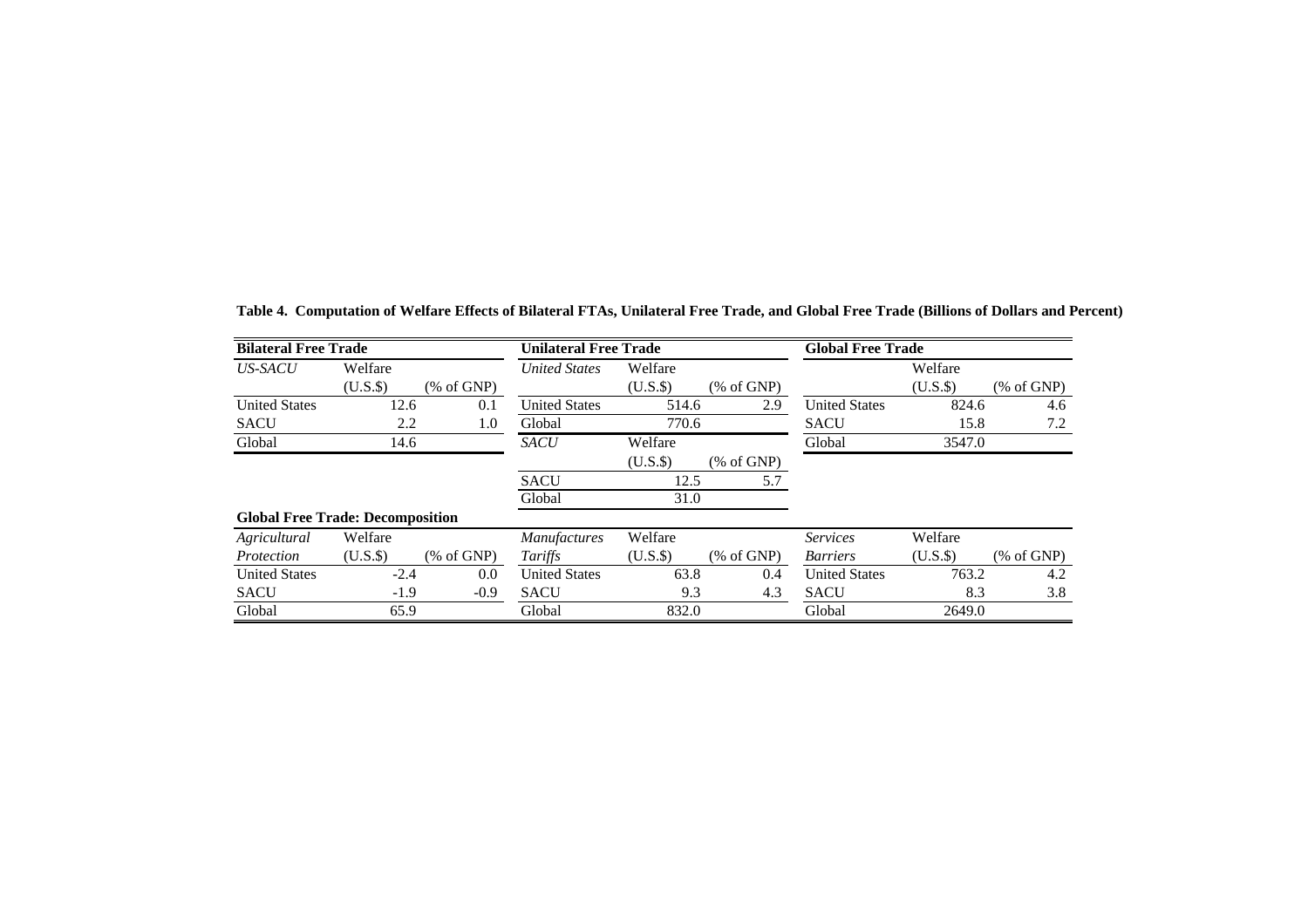**Table 4. Computation of Welfare Effects of Bilateral FTAs, Unilateral Free Trade, and Global Free Trade (Billions of Dollars and Percent)**

| **Bilateral Free Trade** | | | **Unilateral Free Trade** | | | **Global Free Trade** | | |
|---|---|---|---|---|---|---|---|---|
| *US-SACU* | Welfare (U.S.$) | (% of GNP) | *United States* | Welfare (U.S.$) | (% of GNP) | | Welfare (U.S.$) | (% of GNP) |
| United States | 12.6 | 0.1 | United States | 514.6 | 2.9 | United States | 824.6 | 4.6 |
| SACU | 2.2 | 1.0 | Global | 770.6 | | SACU | 15.8 | 7.2 |
| Global | 14.6 | | *SACU* | Welfare (U.S.$) | (% of GNP) | Global | 3547.0 | |
| | | | SACU | 12.5 | 5.7 | | | |
| | | | Global | 31.0 | | | | |

**Global Free Trade: Decomposition**

| *Agricultural Protection* | Welfare (U.S.$) | (% of GNP) | *Manufactures Tariffs* | Welfare (U.S.$) | (% of GNP) | *Services Barriers* | Welfare (U.S.$) | (% of GNP) |
|---|---|---|---|---|---|---|---|---|
| United States | -2.4 | 0.0 | United States | 63.8 | 0.4 | United States | 763.2 | 4.2 |
| SACU | -1.9 | -0.9 | SACU | 9.3 | 4.3 | SACU | 8.3 | 3.8 |
| Global | 65.9 | | Global | 832.0 | | Global | 2649.0 | |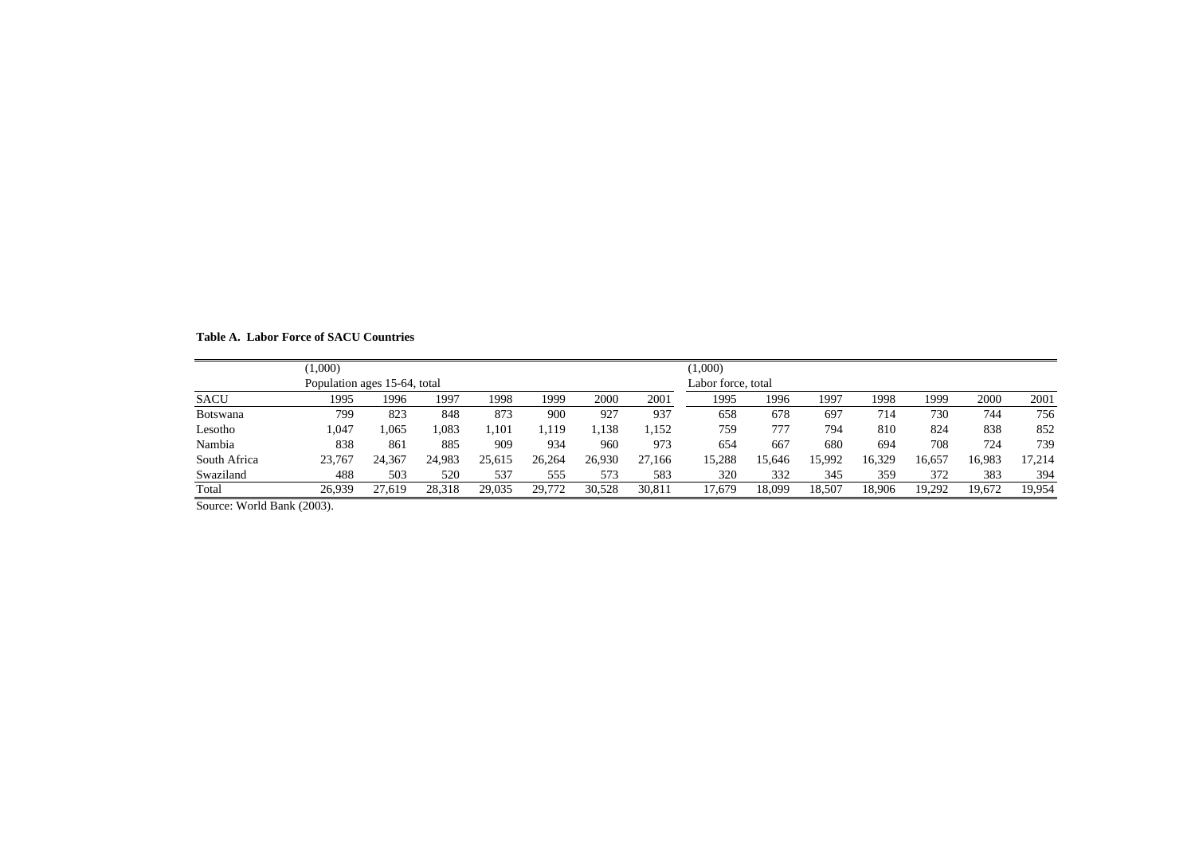**Table A. Labor Force of SACU Countries**

| | (1,000) Population ages 15-64, total | | | | | | | (1,000) Labor force, total | | | | | | |
|---|---|---|---|---|---|---|---|---|---|---|---|---|---|---|
| SACU | 1995 | 1996 | 1997 | 1998 | 1999 | 2000 | 2001 | 1995 | 1996 | 1997 | 1998 | 1999 | 2000 | 2001 |
| Botswana | 799 | 823 | 848 | 873 | 900 | 927 | 937 | 658 | 678 | 697 | 714 | 730 | 744 | 756 |
| Lesotho | 1,047 | 1,065 | 1,083 | 1,101 | 1,119 | 1,138 | 1,152 | 759 | 777 | 794 | 810 | 824 | 838 | 852 |
| Nambia | 838 | 861 | 885 | 909 | 934 | 960 | 973 | 654 | 667 | 680 | 694 | 708 | 724 | 739 |
| South Africa | 23,767 | 24,367 | 24,983 | 25,615 | 26,264 | 26,930 | 27,166 | 15,288 | 15,646 | 15,992 | 16,329 | 16,657 | 16,983 | 17,214 |
| Swaziland | 488 | 503 | 520 | 537 | 555 | 573 | 583 | 320 | 332 | 345 | 359 | 372 | 383 | 394 |
| Total | 26,939 | 27,619 | 28,318 | 29,035 | 29,772 | 30,528 | 30,811 | 17,679 | 18,099 | 18,507 | 18,906 | 19,292 | 19,672 | 19,954 |

Source: World Bank (2003).